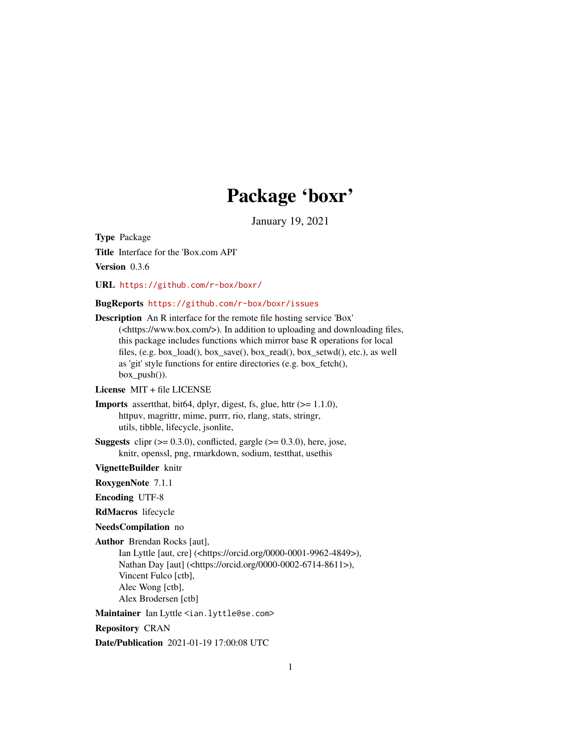# Package 'boxr'

January 19, 2021

**Type** Package

**Title** Interface for the 'Box.com API'

**Version** 0.3.6

**URL** https://github.com/r-box/boxr/

**BugReports** https://github.com/r-box/boxr/issues

**Description** An R interface for the remote file hosting service 'Box' (<https://www.box.com/>). In addition to uploading and downloading files, this package includes functions which mirror base R operations for local files, (e.g. box_load(), box_save(), box_read(), box_setwd(), etc.), as well as 'git' style functions for entire directories (e.g. box_fetch(), box_push()).

**License** MIT + file LICENSE

**Imports** assertthat, bit64, dplyr, digest, fs, glue, httr (>= 1.1.0), httpuv, magrittr, mime, purrr, rio, rlang, stats, stringr, utils, tibble, lifecycle, jsonlite,

**Suggests** clipr (>= 0.3.0), conflicted, gargle (>= 0.3.0), here, jose, knitr, openssl, png, rmarkdown, sodium, testthat, usethis

**VignetteBuilder** knitr

**RoxygenNote** 7.1.1

**Encoding** UTF-8

**RdMacros** lifecycle

**NeedsCompilation** no

**Author** Brendan Rocks [aut],
Ian Lyttle [aut, cre] (<https://orcid.org/0000-0001-9962-4849>),
Nathan Day [aut] (<https://orcid.org/0000-0002-6714-8611>),
Vincent Fulco [ctb],
Alec Wong [ctb],
Alex Brodersen [ctb]

**Maintainer** Ian Lyttle <ian.lyttle@se.com>

**Repository** CRAN

**Date/Publication** 2021-01-19 17:00:08 UTC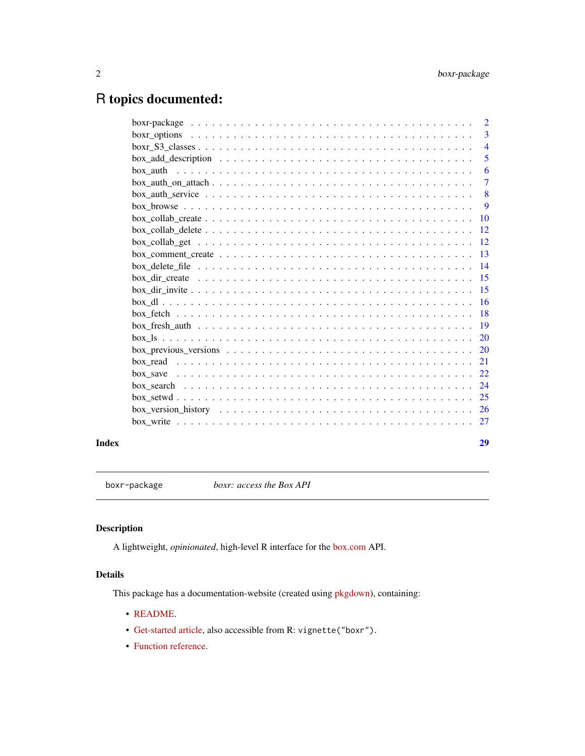# R topics documented:

| | |
|---|---|
| boxr-package | 2 |
| boxr_options | 3 |
| boxr_S3_classes | 4 |
| box_add_description | 5 |
| box_auth | 6 |
| box_auth_on_attach | 7 |
| box_auth_service | 8 |
| box_browse | 9 |
| box_collab_create | 10 |
| box_collab_delete | 12 |
| box_collab_get | 12 |
| box_comment_create | 13 |
| box_delete_file | 14 |
| box_dir_create | 15 |
| box_dir_invite | 15 |
| box_dl | 16 |
| box_fetch | 18 |
| box_fresh_auth | 19 |
| box_ls | 20 |
| box_previous_versions | 20 |
| box_read | 21 |
| box_save | 22 |
| box_search | 24 |
| box_setwd | 25 |
| box_version_history | 26 |
| box_write | 27 |
| **Index** | **29** |

---

boxr-package — *boxr: access the Box API*

---

## Description

A lightweight, *opinionated*, high-level R interface for the box.com API.

## Details

This package has a documentation-website (created using pkgdown), containing:

- README.
- Get-started article, also accessible from R: `vignette("boxr")`.
- Function reference.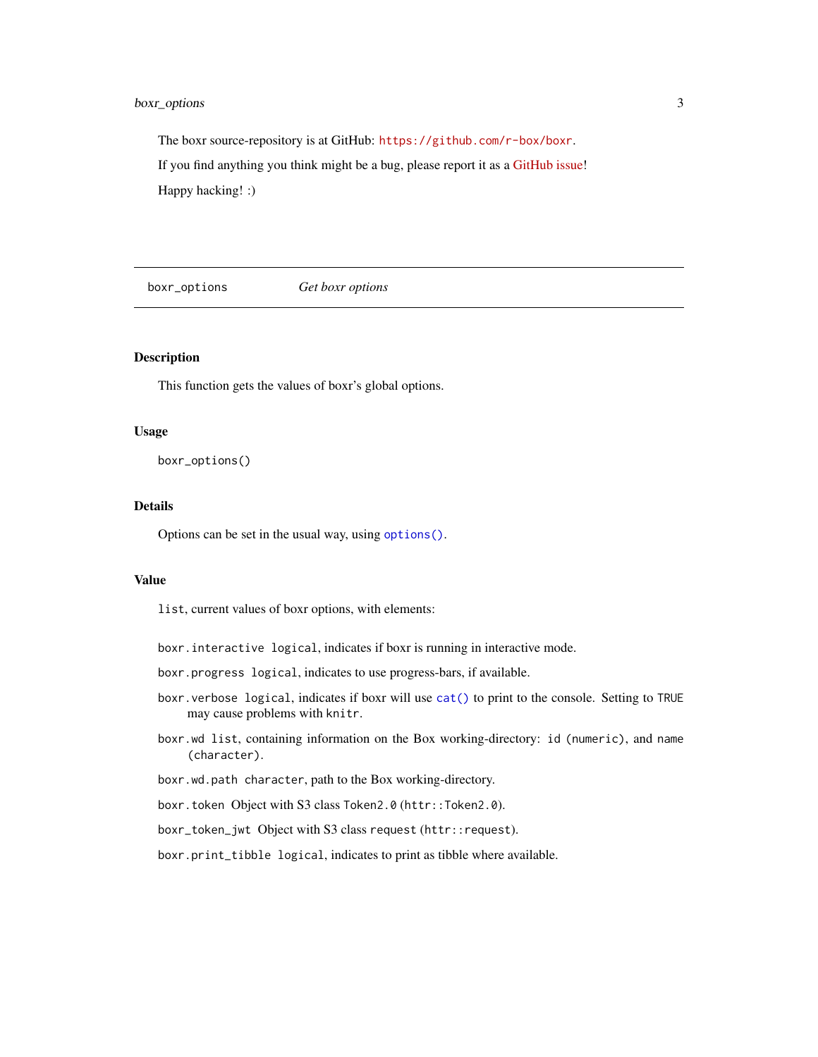The boxr source-repository is at GitHub: https://github.com/r-box/boxr.

If you find anything you think might be a bug, please report it as a GitHub issue!

Happy hacking! :)

---

`boxr_options` *Get boxr options*

---

## Description

This function gets the values of boxr's global options.

## Usage

```
boxr_options()
```

## Details

Options can be set in the usual way, using `options()`.

## Value

`list`, current values of boxr options, with elements:

- `boxr.interactive` `logical`, indicates if boxr is running in interactive mode.
- `boxr.progress` `logical`, indicates to use progress-bars, if available.
- `boxr.verbose` `logical`, indicates if boxr will use `cat()` to print to the console. Setting to `TRUE` may cause problems with `knitr`.
- `boxr.wd` `list`, containing information on the Box working-directory: `id (numeric)`, and `name (character)`.
- `boxr.wd.path` `character`, path to the Box working-directory.
- `boxr.token` Object with S3 class `Token2.0` (`httr::Token2.0`).
- `boxr_token_jwt` Object with S3 class `request` (`httr::request`).
- `boxr.print_tibble` `logical`, indicates to print as tibble where available.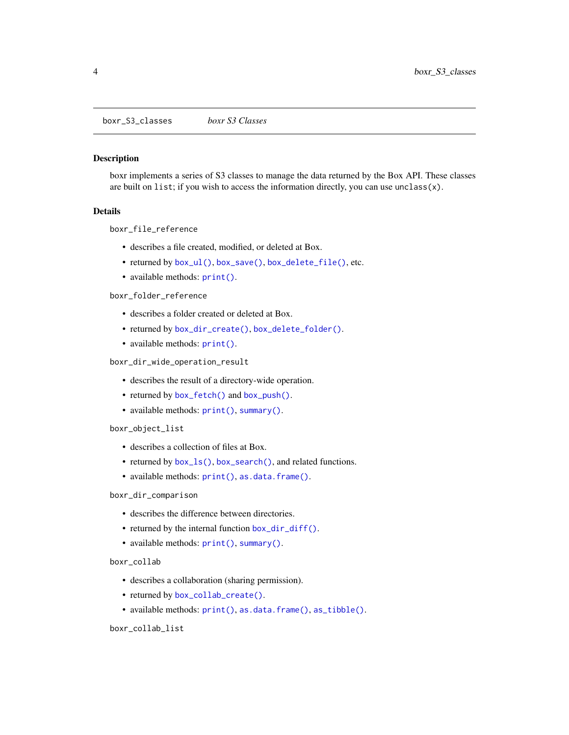boxr_S3_classes *boxr S3 Classes*

## Description

boxr implements a series of S3 classes to manage the data returned by the Box API. These classes are built on `list`; if you wish to access the information directly, you can use `unclass(x)`.

## Details

`boxr_file_reference`

- describes a file created, modified, or deleted at Box.
- returned by `box_ul()`, `box_save()`, `box_delete_file()`, etc.
- available methods: `print()`.

`boxr_folder_reference`

- describes a folder created or deleted at Box.
- returned by `box_dir_create()`, `box_delete_folder()`.
- available methods: `print()`.

`boxr_dir_wide_operation_result`

- describes the result of a directory-wide operation.
- returned by `box_fetch()` and `box_push()`.
- available methods: `print()`, `summary()`.

`boxr_object_list`

- describes a collection of files at Box.
- returned by `box_ls()`, `box_search()`, and related functions.
- available methods: `print()`, `as.data.frame()`.

`boxr_dir_comparison`

- describes the difference between directories.
- returned by the internal function `box_dir_diff()`.
- available methods: `print()`, `summary()`.

`boxr_collab`

- describes a collaboration (sharing permission).
- returned by `box_collab_create()`.
- available methods: `print()`, `as.data.frame()`, `as_tibble()`.

`boxr_collab_list`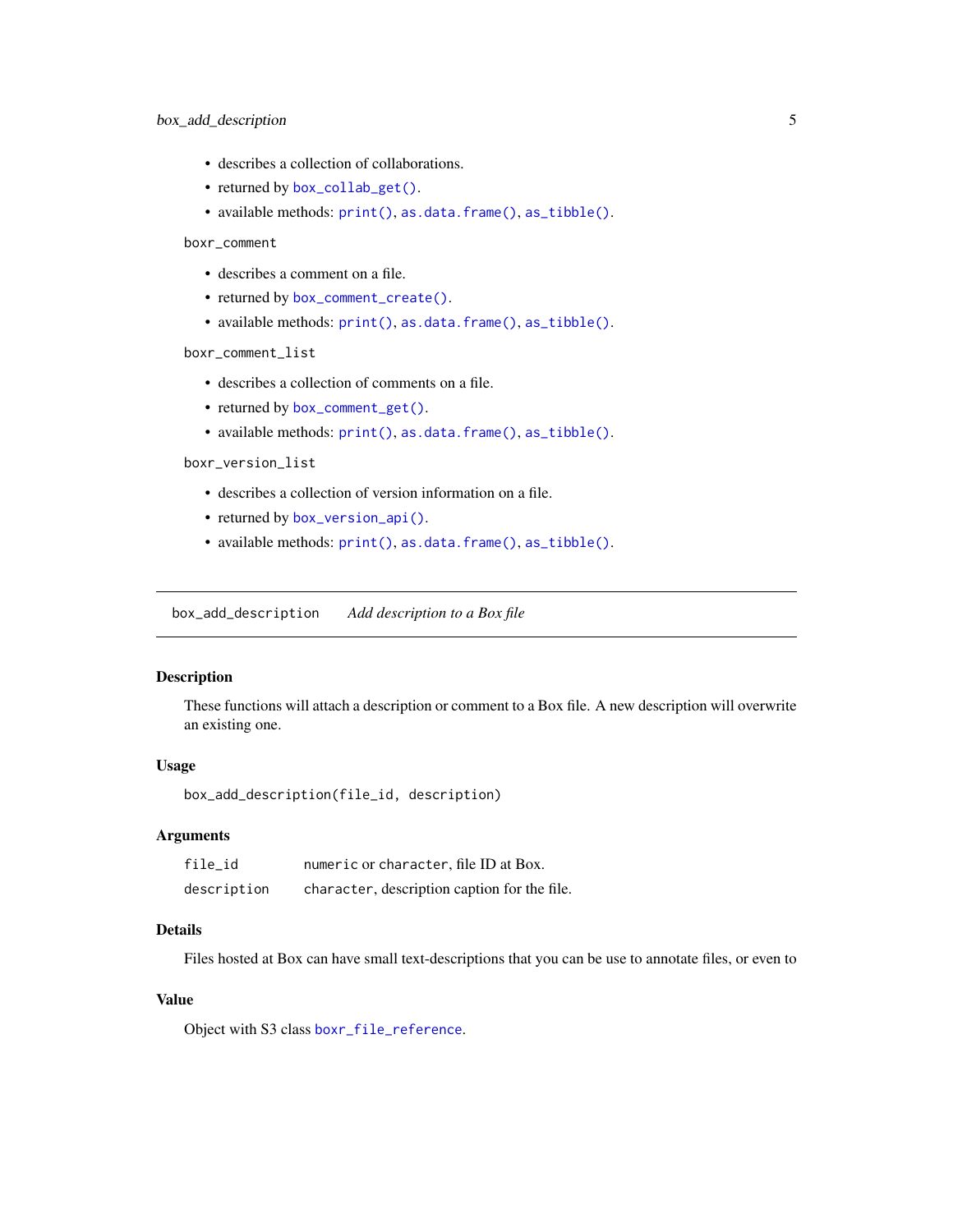- describes a collection of collaborations.
- returned by `box_collab_get()`.
- available methods: `print()`, `as.data.frame()`, `as_tibble()`.

`boxr_comment`

- describes a comment on a file.
- returned by `box_comment_create()`.
- available methods: `print()`, `as.data.frame()`, `as_tibble()`.

`boxr_comment_list`

- describes a collection of comments on a file.
- returned by `box_comment_get()`.
- available methods: `print()`, `as.data.frame()`, `as_tibble()`.

`boxr_version_list`

- describes a collection of version information on a file.
- returned by `box_version_api()`.
- available methods: `print()`, `as.data.frame()`, `as_tibble()`.

---

## `box_add_description` *Add description to a Box file*

### Description

These functions will attach a description or comment to a Box file. A new description will overwrite an existing one.

### Usage

```
box_add_description(file_id, description)
```

### Arguments

| | |
|---|---|
| `file_id` | `numeric` or `character`, file ID at Box. |
| `description` | `character`, description caption for the file. |

### Details

Files hosted at Box can have small text-descriptions that you can be use to annotate files, or even to

### Value

Object with S3 class `boxr_file_reference`.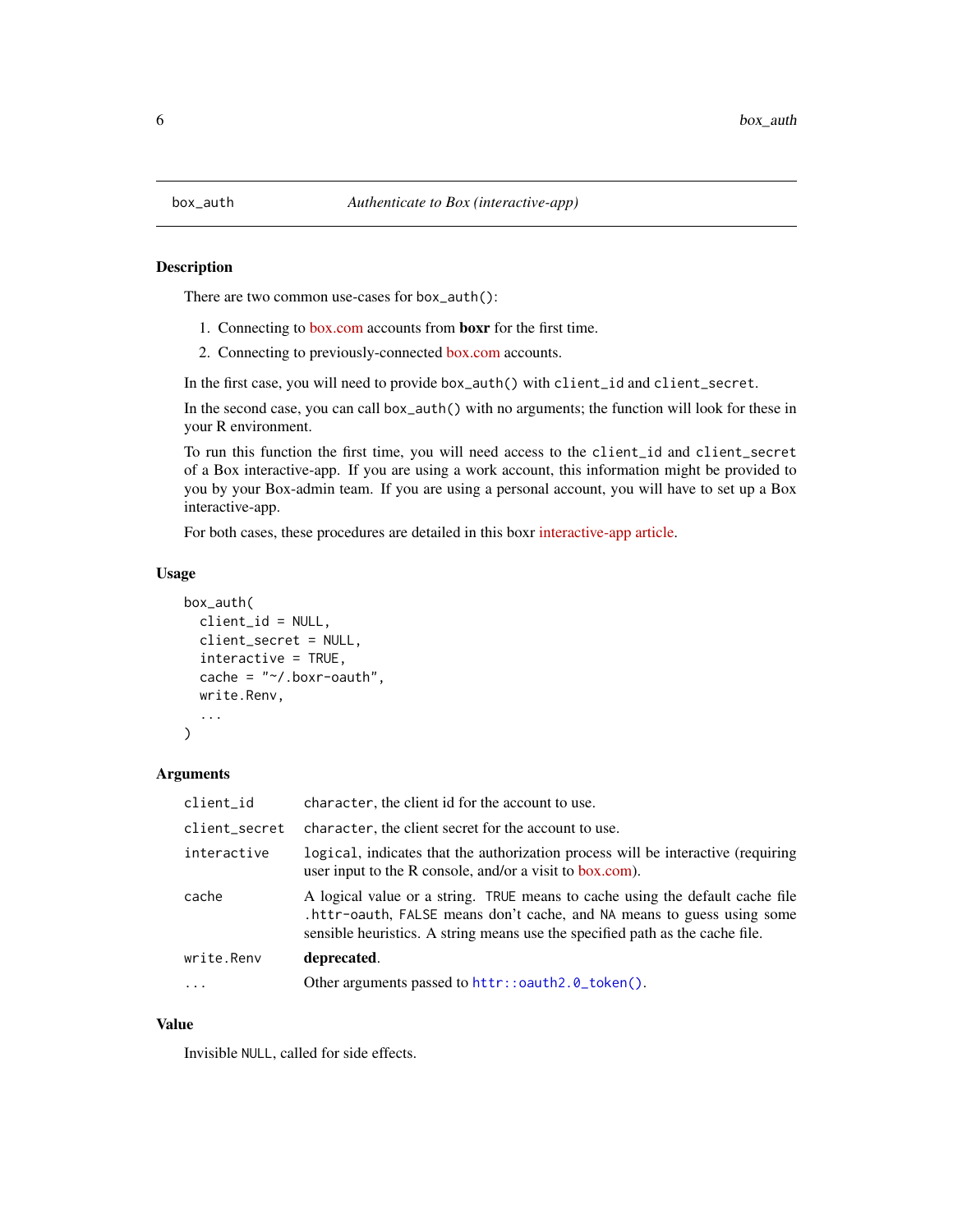## box_auth *Authenticate to Box (interactive-app)*

### Description

There are two common use-cases for `box_auth()`:

1. Connecting to box.com accounts from **boxr** for the first time.
2. Connecting to previously-connected box.com accounts.

In the first case, you will need to provide `box_auth()` with `client_id` and `client_secret`.

In the second case, you can call `box_auth()` with no arguments; the function will look for these in your R environment.

To run this function the first time, you will need access to the `client_id` and `client_secret` of a Box interactive-app. If you are using a work account, this information might be provided to you by your Box-admin team. If you are using a personal account, you will have to set up a Box interactive-app.

For both cases, these procedures are detailed in this boxr interactive-app article.

### Usage

```
box_auth(
  client_id = NULL,
  client_secret = NULL,
  interactive = TRUE,
  cache = "~/.boxr-oauth",
  write.Renv,
  ...
)
```

### Arguments

| | |
|---|---|
| `client_id` | `character`, the client id for the account to use. |
| `client_secret` | `character`, the client secret for the account to use. |
| `interactive` | `logical`, indicates that the authorization process will be interactive (requiring user input to the R console, and/or a visit to box.com). |
| `cache` | A logical value or a string. `TRUE` means to cache using the default cache file `.httr-oauth`, `FALSE` means don't cache, and `NA` means to guess using some sensible heuristics. A string means use the specified path as the cache file. |
| `write.Renv` | **deprecated**. |
| `...` | Other arguments passed to `httr::oauth2.0_token()`. |

### Value

Invisible `NULL`, called for side effects.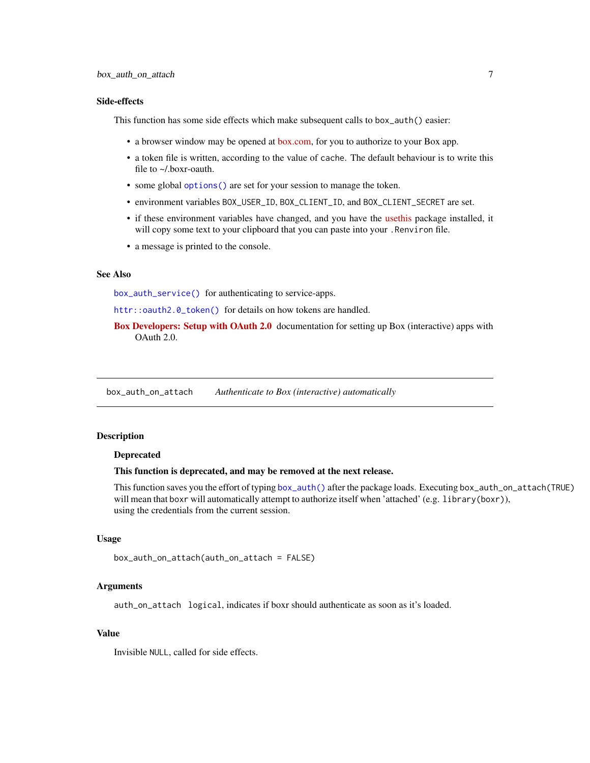### Side-effects

This function has some side effects which make subsequent calls to `box_auth()` easier:

- a browser window may be opened at box.com, for you to authorize to your Box app.
- a token file is written, according to the value of `cache`. The default behaviour is to write this file to ~/.boxr-oauth.
- some global `options()` are set for your session to manage the token.
- environment variables `BOX_USER_ID`, `BOX_CLIENT_ID`, and `BOX_CLIENT_SECRET` are set.
- if these environment variables have changed, and you have the usethis package installed, it will copy some text to your clipboard that you can paste into your `.Renviron` file.
- a message is printed to the console.

### See Also

`box_auth_service()` for authenticating to service-apps.

`httr::oauth2.0_token()` for details on how tokens are handled.

**Box Developers: Setup with OAuth 2.0** documentation for setting up Box (interactive) apps with OAuth 2.0.

---

## box_auth_on_attach — *Authenticate to Box (interactive) automatically*

### Description

**Deprecated**

**This function is deprecated, and may be removed at the next release.**

This function saves you the effort of typing `box_auth()` after the package loads. Executing `box_auth_on_attach(TRUE)` will mean that `boxr` will automatically attempt to authorize itself when 'attached' (e.g. `library(boxr)`), using the credentials from the current session.

### Usage

```
box_auth_on_attach(auth_on_attach = FALSE)
```

### Arguments

`auth_on_attach` `logical`, indicates if boxr should authenticate as soon as it's loaded.

### Value

Invisible `NULL`, called for side effects.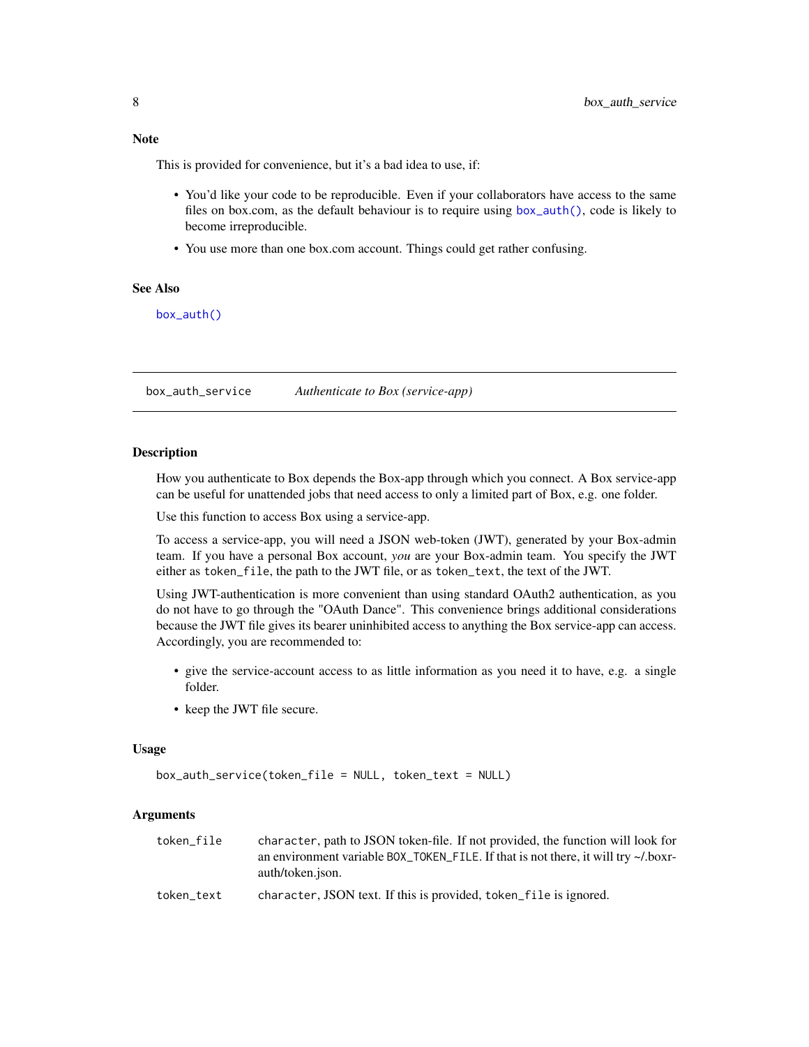### Note

This is provided for convenience, but it's a bad idea to use, if:

- You'd like your code to be reproducible. Even if your collaborators have access to the same files on box.com, as the default behaviour is to require using `box_auth()`, code is likely to become irreproducible.
- You use more than one box.com account. Things could get rather confusing.

### See Also

`box_auth()`

---

## box_auth_service    *Authenticate to Box (service-app)*

---

### Description

How you authenticate to Box depends the Box-app through which you connect. A Box service-app can be useful for unattended jobs that need access to only a limited part of Box, e.g. one folder.

Use this function to access Box using a service-app.

To access a service-app, you will need a JSON web-token (JWT), generated by your Box-admin team. If you have a personal Box account, *you* are your Box-admin team. You specify the JWT either as `token_file`, the path to the JWT file, or as `token_text`, the text of the JWT.

Using JWT-authentication is more convenient than using standard OAuth2 authentication, as you do not have to go through the "OAuth Dance". This convenience brings additional considerations because the JWT file gives its bearer uninhibited access to anything the Box service-app can access. Accordingly, you are recommended to:

- give the service-account access to as little information as you need it to have, e.g. a single folder.
- keep the JWT file secure.

### Usage

```
box_auth_service(token_file = NULL, token_text = NULL)
```

### Arguments

| | |
|---|---|
| `token_file` | `character`, path to JSON token-file. If not provided, the function will look for an environment variable `BOX_TOKEN_FILE`. If that is not there, it will try ~/.boxr-auth/token.json. |
| `token_text` | `character`, JSON text. If this is provided, `token_file` is ignored. |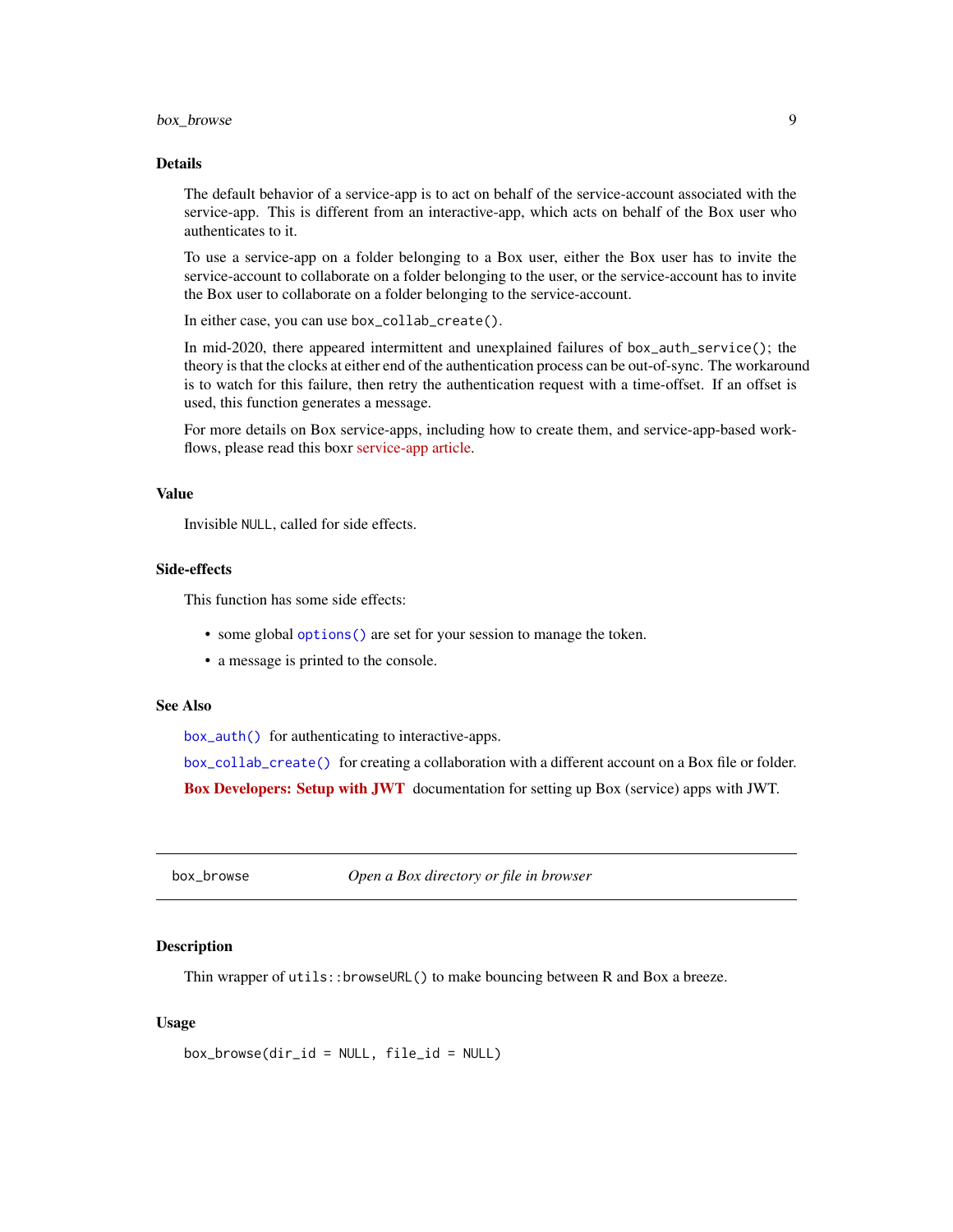### Details

The default behavior of a service-app is to act on behalf of the service-account associated with the service-app. This is different from an interactive-app, which acts on behalf of the Box user who authenticates to it.

To use a service-app on a folder belonging to a Box user, either the Box user has to invite the service-account to collaborate on a folder belonging to the user, or the service-account has to invite the Box user to collaborate on a folder belonging to the service-account.

In either case, you can use `box_collab_create()`.

In mid-2020, there appeared intermittent and unexplained failures of `box_auth_service()`; the theory is that the clocks at either end of the authentication process can be out-of-sync. The workaround is to watch for this failure, then retry the authentication request with a time-offset. If an offset is used, this function generates a message.

For more details on Box service-apps, including how to create them, and service-app-based workflows, please read this boxr service-app article.

### Value

Invisible `NULL`, called for side effects.

### Side-effects

This function has some side effects:

- some global `options()` are set for your session to manage the token.
- a message is printed to the console.

### See Also

`box_auth()` for authenticating to interactive-apps.

`box_collab_create()` for creating a collaboration with a different account on a Box file or folder.

**Box Developers: Setup with JWT** documentation for setting up Box (service) apps with JWT.

---

## box_browse — *Open a Box directory or file in browser*

### Description

Thin wrapper of `utils::browseURL()` to make bouncing between R and Box a breeze.

### Usage

```
box_browse(dir_id = NULL, file_id = NULL)
```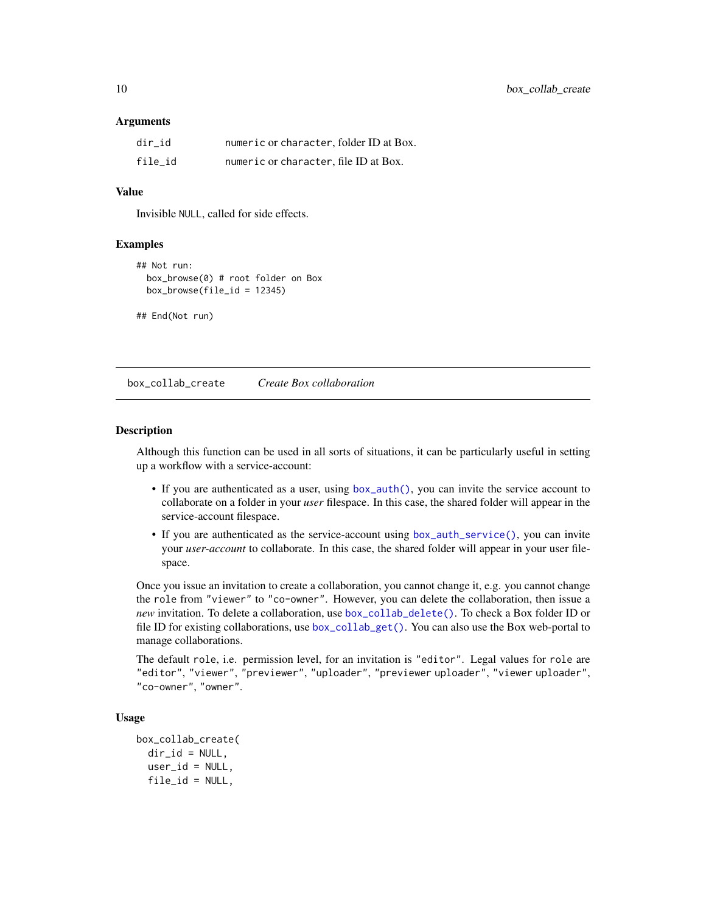### Arguments

| | |
|---|---|
| `dir_id` | `numeric` or `character`, folder ID at Box. |
| `file_id` | `numeric` or `character`, file ID at Box. |

### Value

Invisible `NULL`, called for side effects.

### Examples

```
## Not run:
  box_browse(0) # root folder on Box
  box_browse(file_id = 12345)

## End(Not run)
```

---

## box_collab_create — *Create Box collaboration*

### Description

Although this function can be used in all sorts of situations, it can be particularly useful in setting up a workflow with a service-account:

- If you are authenticated as a user, using `box_auth()`, you can invite the service account to collaborate on a folder in your *user* filespace. In this case, the shared folder will appear in the service-account filespace.
- If you are authenticated as the service-account using `box_auth_service()`, you can invite your *user-account* to collaborate. In this case, the shared folder will appear in your user filespace.

Once you issue an invitation to create a collaboration, you cannot change it, e.g. you cannot change the `role` from `"viewer"` to `"co-owner"`. However, you can delete the collaboration, then issue a *new* invitation. To delete a collaboration, use `box_collab_delete()`. To check a Box folder ID or file ID for existing collaborations, use `box_collab_get()`. You can also use the Box web-portal to manage collaborations.

The default `role`, i.e. permission level, for an invitation is `"editor"`. Legal values for `role` are `"editor"`, `"viewer"`, `"previewer"`, `"uploader"`, `"previewer uploader"`, `"viewer uploader"`, `"co-owner"`, `"owner"`.

### Usage

```
box_collab_create(
  dir_id = NULL,
  user_id = NULL,
  file_id = NULL,
```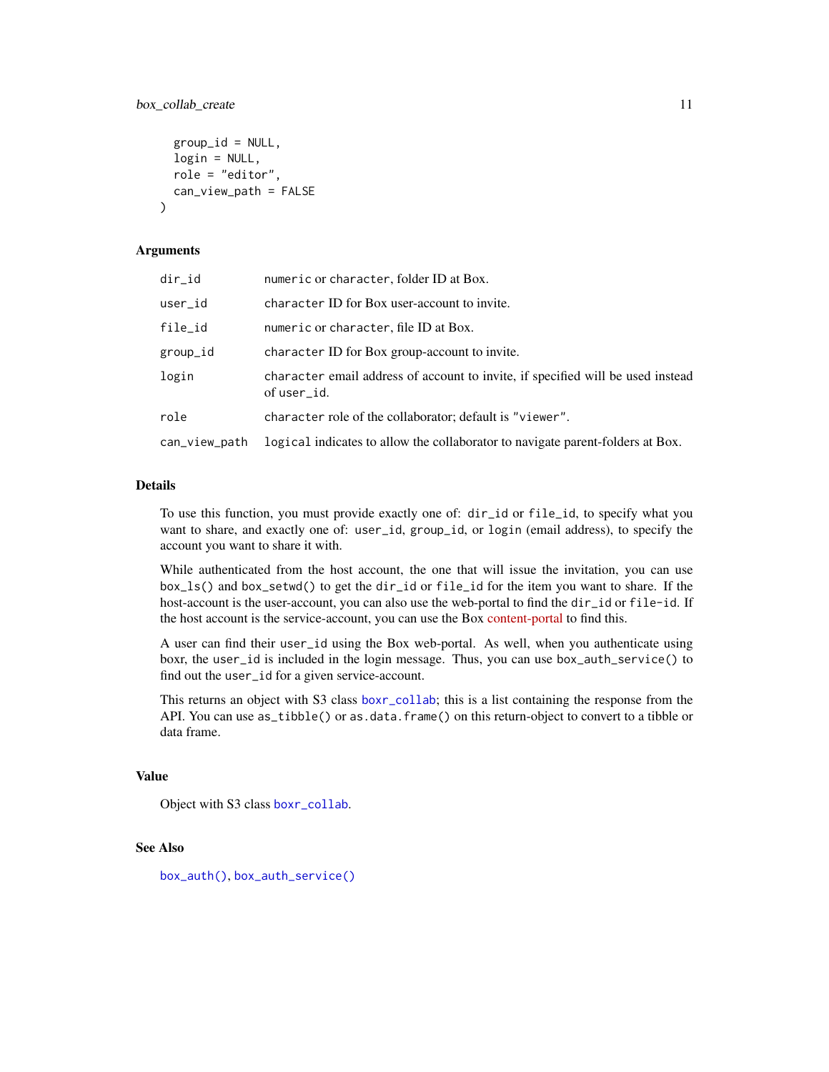```
  group_id = NULL,
  login = NULL,
  role = "editor",
  can_view_path = FALSE
)
```

## Arguments

| | |
|---|---|
| `dir_id` | `numeric` or `character`, folder ID at Box. |
| `user_id` | `character` ID for Box user-account to invite. |
| `file_id` | `numeric` or `character`, file ID at Box. |
| `group_id` | `character` ID for Box group-account to invite. |
| `login` | `character` email address of account to invite, if specified will be used instead of `user_id`. |
| `role` | `character` role of the collaborator; default is `"viewer"`. |
| `can_view_path` | `logical` indicates to allow the collaborator to navigate parent-folders at Box. |

## Details

To use this function, you must provide exactly one of: `dir_id` or `file_id`, to specify what you want to share, and exactly one of: `user_id`, `group_id`, or `login` (email address), to specify the account you want to share it with.

While authenticated from the host account, the one that will issue the invitation, you can use `box_ls()` and `box_setwd()` to get the `dir_id` or `file_id` for the item you want to share. If the host-account is the user-account, you can also use the web-portal to find the `dir_id` or `file-id`. If the host account is the service-account, you can use the Box content-portal to find this.

A user can find their `user_id` using the Box web-portal. As well, when you authenticate using boxr, the `user_id` is included in the login message. Thus, you can use `box_auth_service()` to find out the `user_id` for a given service-account.

This returns an object with S3 class `boxr_collab`; this is a list containing the response from the API. You can use `as_tibble()` or `as.data.frame()` on this return-object to convert to a tibble or data frame.

## Value

Object with S3 class `boxr_collab`.

## See Also

`box_auth()`, `box_auth_service()`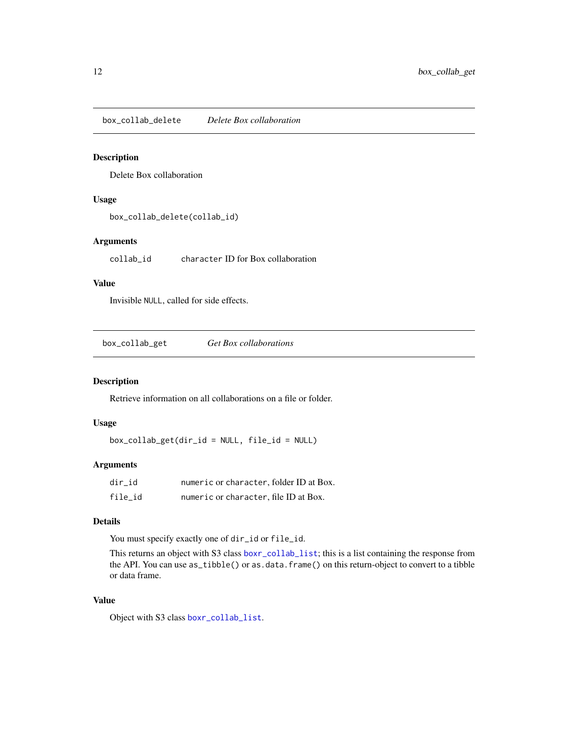## box_collab_delete — *Delete Box collaboration*

### Description

Delete Box collaboration

### Usage

```
box_collab_delete(collab_id)
```

### Arguments

| | |
|---|---|
| `collab_id` | `character` ID for Box collaboration |

### Value

Invisible `NULL`, called for side effects.

## box_collab_get — *Get Box collaborations*

### Description

Retrieve information on all collaborations on a file or folder.

### Usage

```
box_collab_get(dir_id = NULL, file_id = NULL)
```

### Arguments

| | |
|---|---|
| `dir_id` | `numeric` or `character`, folder ID at Box. |
| `file_id` | `numeric` or `character`, file ID at Box. |

### Details

You must specify exactly one of `dir_id` or `file_id`.

This returns an object with S3 class `boxr_collab_list`; this is a list containing the response from the API. You can use `as_tibble()` or `as.data.frame()` on this return-object to convert to a tibble or data frame.

### Value

Object with S3 class `boxr_collab_list`.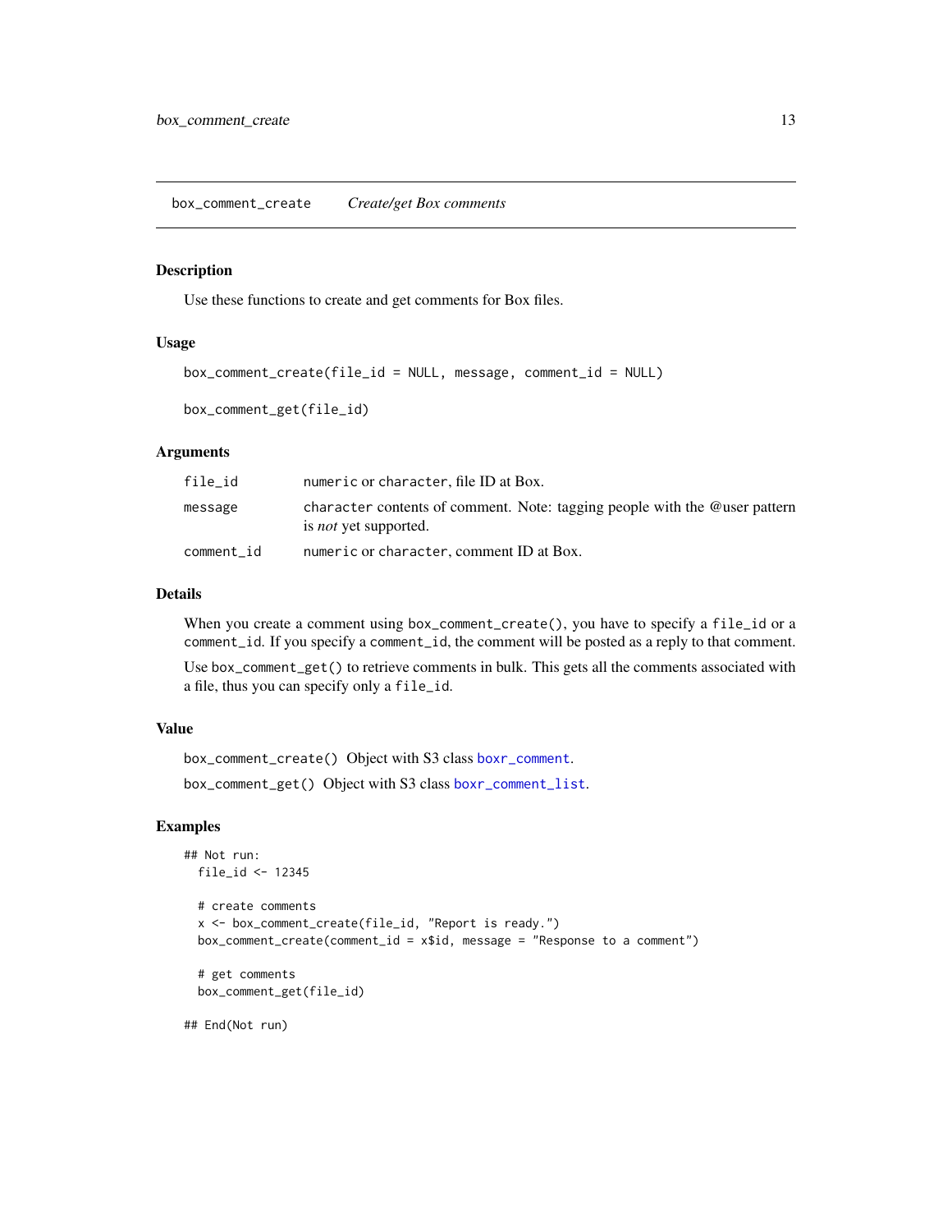## box_comment_create *Create/get Box comments*

### Description

Use these functions to create and get comments for Box files.

### Usage

```
box_comment_create(file_id = NULL, message, comment_id = NULL)

box_comment_get(file_id)
```

### Arguments

| | |
|---|---|
| file_id | numeric or character, file ID at Box. |
| message | character contents of comment. Note: tagging people with the @user pattern is *not* yet supported. |
| comment_id | numeric or character, comment ID at Box. |

### Details

When you create a comment using box_comment_create(), you have to specify a file_id or a comment_id. If you specify a comment_id, the comment will be posted as a reply to that comment.

Use box_comment_get() to retrieve comments in bulk. This gets all the comments associated with a file, thus you can specify only a file_id.

### Value

box_comment_create() Object with S3 class boxr_comment.

box_comment_get() Object with S3 class boxr_comment_list.

### Examples

```
## Not run:
  file_id <- 12345

  # create comments
  x <- box_comment_create(file_id, "Report is ready.")
  box_comment_create(comment_id = x$id, message = "Response to a comment")

  # get comments
  box_comment_get(file_id)

## End(Not run)
```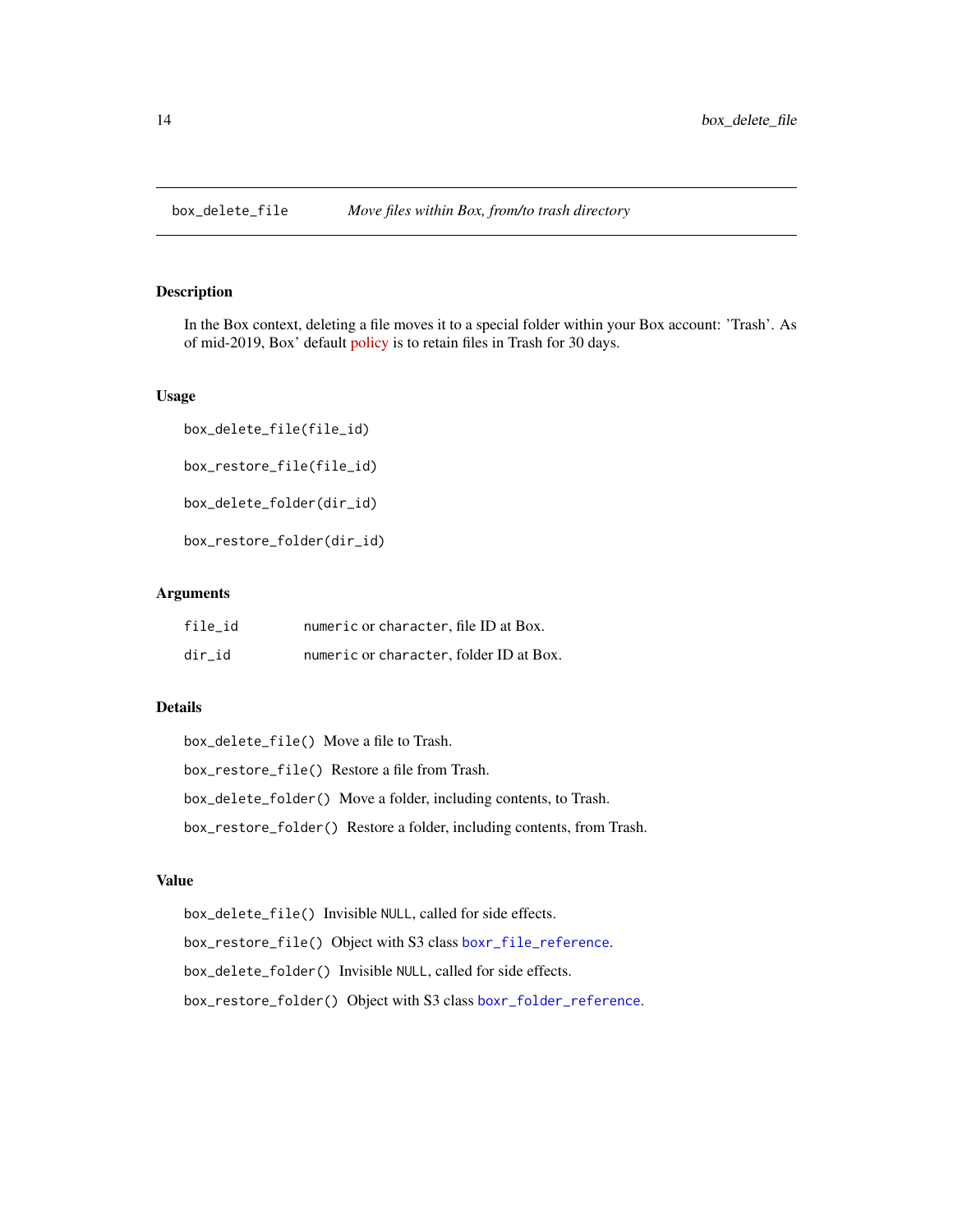## box_delete_file — *Move files within Box, from/to trash directory*

### Description

In the Box context, deleting a file moves it to a special folder within your Box account: 'Trash'. As of mid-2019, Box' default policy is to retain files in Trash for 30 days.

### Usage

```
box_delete_file(file_id)

box_restore_file(file_id)

box_delete_folder(dir_id)

box_restore_folder(dir_id)
```

### Arguments

| | |
|---|---|
| `file_id` | `numeric` or `character`, file ID at Box. |
| `dir_id` | `numeric` or `character`, folder ID at Box. |

### Details

`box_delete_file()` Move a file to Trash.

`box_restore_file()` Restore a file from Trash.

`box_delete_folder()` Move a folder, including contents, to Trash.

`box_restore_folder()` Restore a folder, including contents, from Trash.

### Value

`box_delete_file()` Invisible `NULL`, called for side effects.

`box_restore_file()` Object with S3 class `boxr_file_reference`.

`box_delete_folder()` Invisible `NULL`, called for side effects.

`box_restore_folder()` Object with S3 class `boxr_folder_reference`.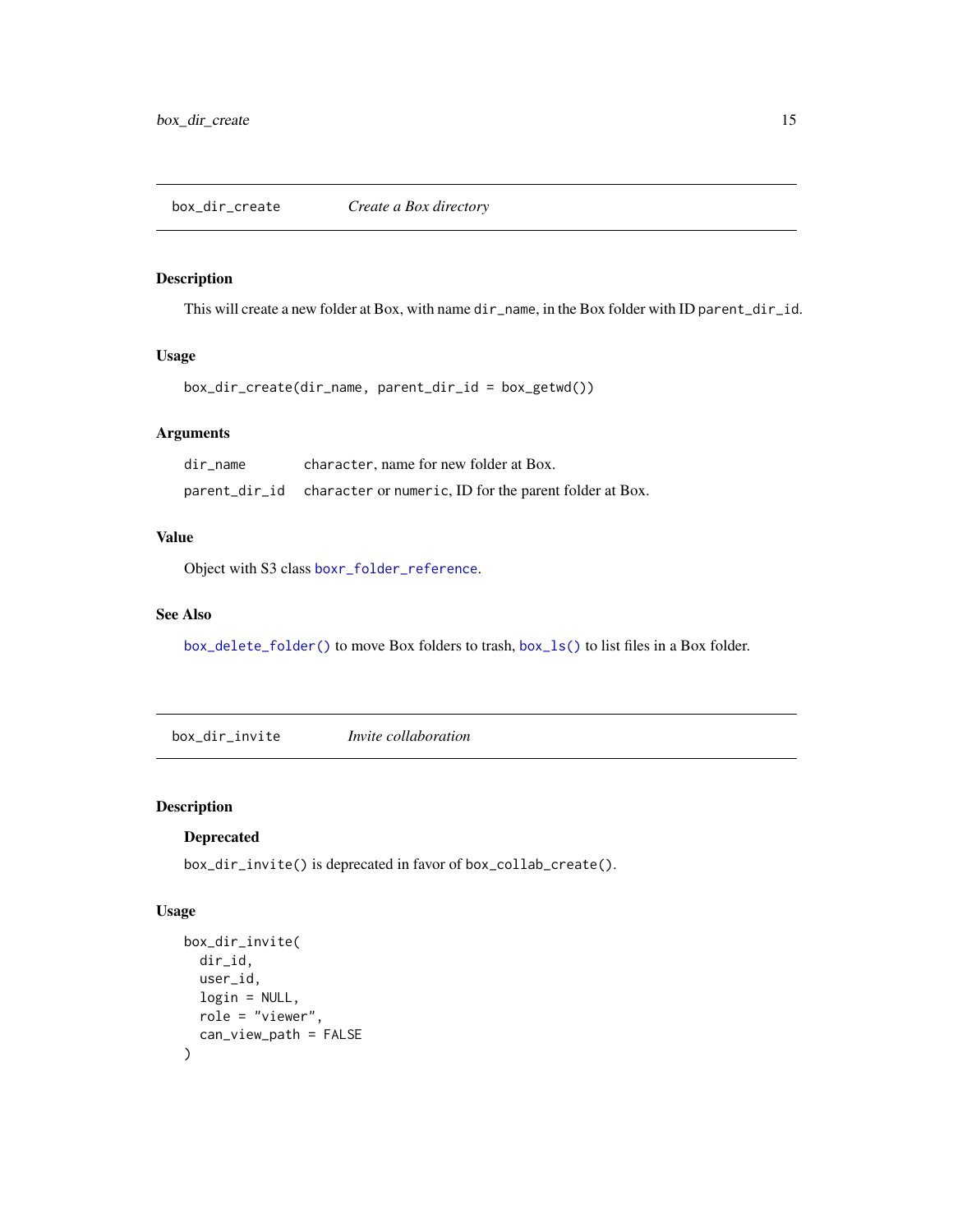## box_dir_create — *Create a Box directory*

### Description

This will create a new folder at Box, with name `dir_name`, in the Box folder with ID `parent_dir_id`.

### Usage

```
box_dir_create(dir_name, parent_dir_id = box_getwd())
```

### Arguments

| | |
|---|---|
| `dir_name` | `character`, name for new folder at Box. |
| `parent_dir_id` | `character` or `numeric`, ID for the parent folder at Box. |

### Value

Object with S3 class `boxr_folder_reference`.

### See Also

`box_delete_folder()` to move Box folders to trash, `box_ls()` to list files in a Box folder.

## box_dir_invite — *Invite collaboration*

### Description

**Deprecated**

`box_dir_invite()` is deprecated in favor of `box_collab_create()`.

### Usage

```
box_dir_invite(
  dir_id,
  user_id,
  login = NULL,
  role = "viewer",
  can_view_path = FALSE
)
```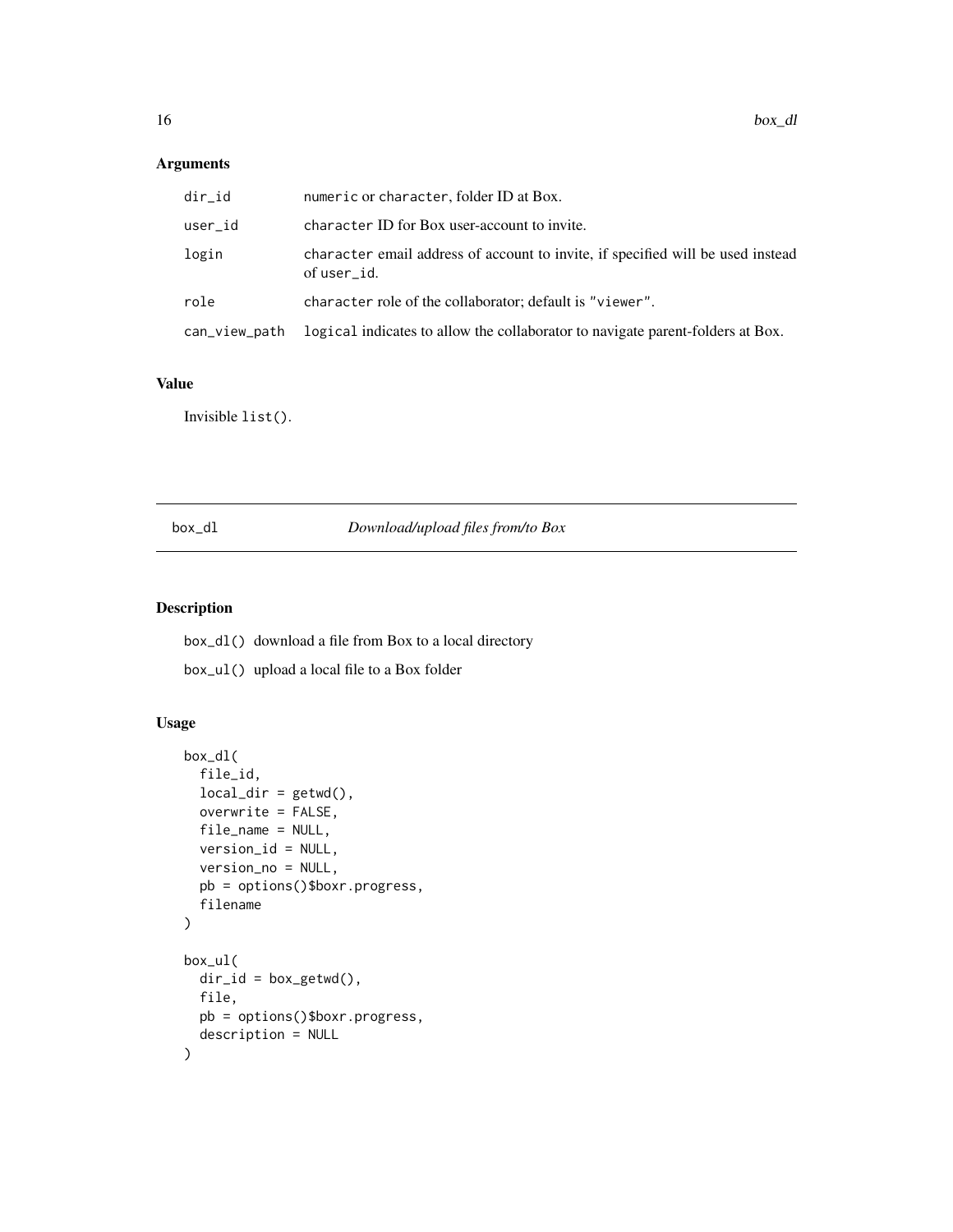## Arguments

| | |
|---|---|
| dir_id | `numeric` or `character`, folder ID at Box. |
| user_id | `character` ID for Box user-account to invite. |
| login | `character` email address of account to invite, if specified will be used instead of `user_id`. |
| role | `character` role of the collaborator; default is `"viewer"`. |
| can_view_path | `logical` indicates to allow the collaborator to navigate parent-folders at Box. |

## Value

Invisible `list()`.

---

# box_dl — *Download/upload files from/to Box*

## Description

`box_dl()` download a file from Box to a local directory

`box_ul()` upload a local file to a Box folder

## Usage

```
box_dl(
  file_id,
  local_dir = getwd(),
  overwrite = FALSE,
  file_name = NULL,
  version_id = NULL,
  version_no = NULL,
  pb = options()$boxr.progress,
  filename
)

box_ul(
  dir_id = box_getwd(),
  file,
  pb = options()$boxr.progress,
  description = NULL
)
```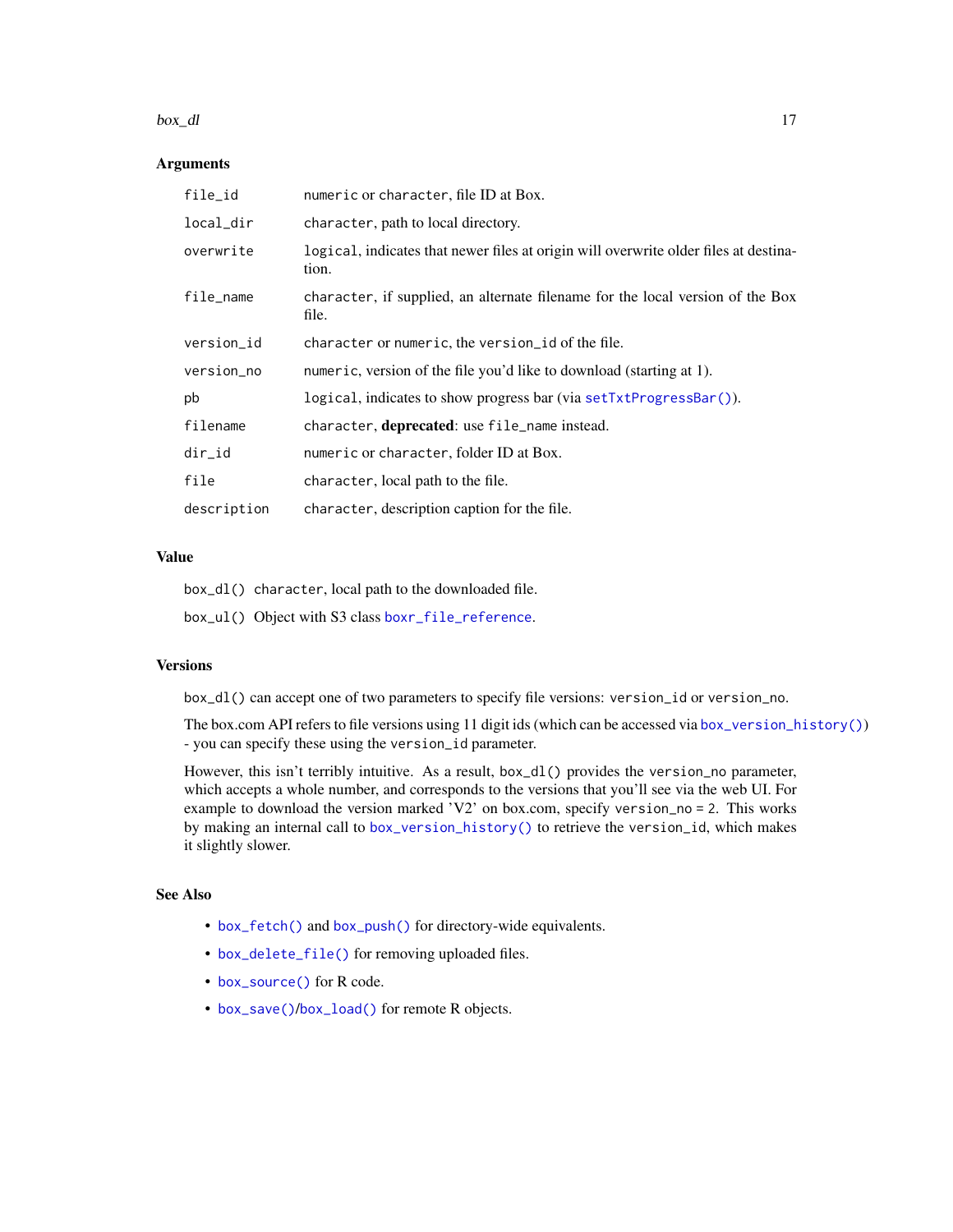## Arguments

| | |
|---|---|
| file_id | numeric or character, file ID at Box. |
| local_dir | character, path to local directory. |
| overwrite | logical, indicates that newer files at origin will overwrite older files at destination. |
| file_name | character, if supplied, an alternate filename for the local version of the Box file. |
| version_id | character or numeric, the version_id of the file. |
| version_no | numeric, version of the file you'd like to download (starting at 1). |
| pb | logical, indicates to show progress bar (via setTxtProgressBar()). |
| filename | character, **deprecated**: use file_name instead. |
| dir_id | numeric or character, folder ID at Box. |
| file | character, local path to the file. |
| description | character, description caption for the file. |

## Value

box_dl() character, local path to the downloaded file.

box_ul() Object with S3 class boxr_file_reference.

## Versions

box_dl() can accept one of two parameters to specify file versions: version_id or version_no.

The box.com API refers to file versions using 11 digit ids (which can be accessed via box_version_history()) - you can specify these using the version_id parameter.

However, this isn't terribly intuitive. As a result, box_dl() provides the version_no parameter, which accepts a whole number, and corresponds to the versions that you'll see via the web UI. For example to download the version marked 'V2' on box.com, specify version_no = 2. This works by making an internal call to box_version_history() to retrieve the version_id, which makes it slightly slower.

## See Also

- box_fetch() and box_push() for directory-wide equivalents.
- box_delete_file() for removing uploaded files.
- box_source() for R code.
- box_save()/box_load() for remote R objects.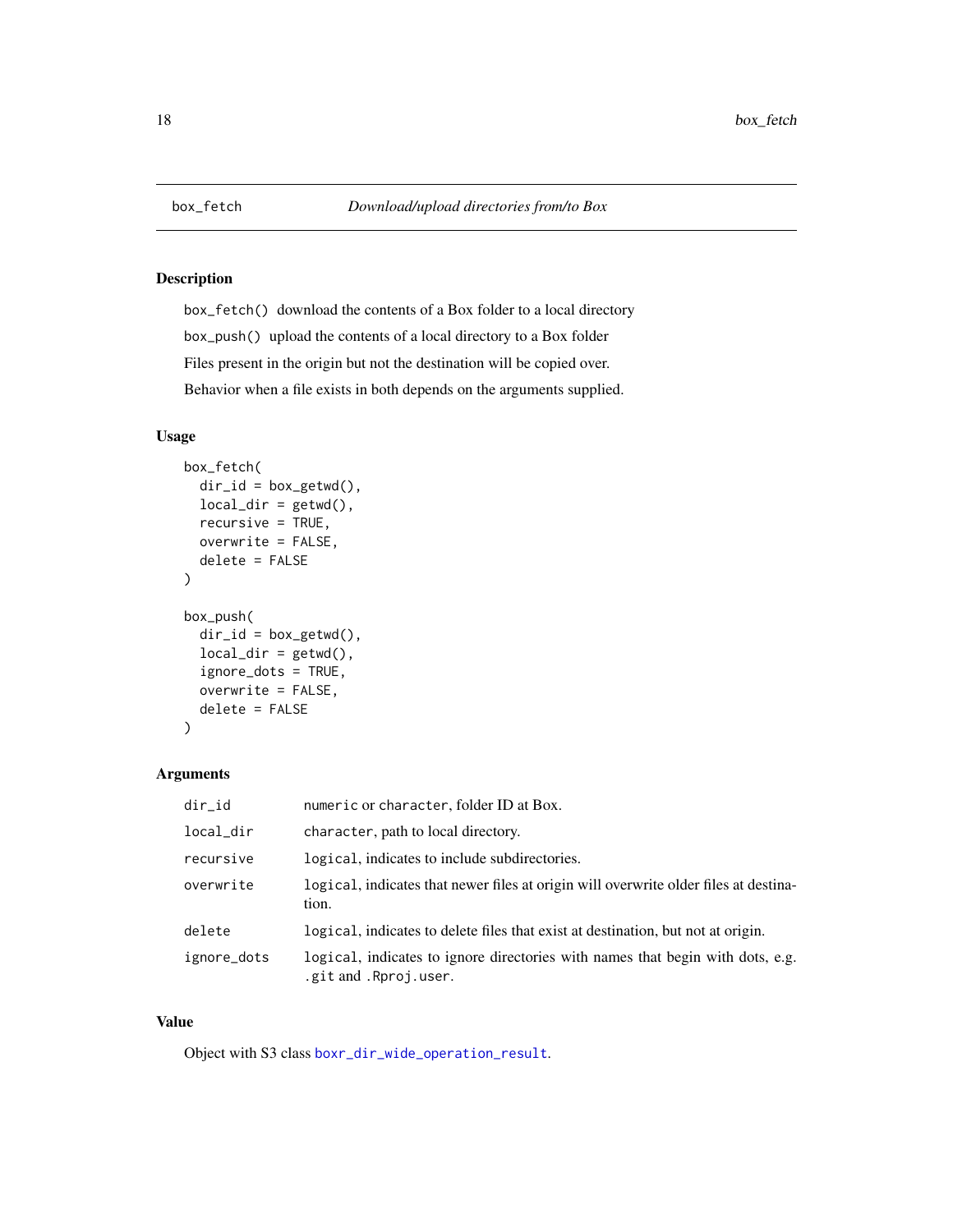# box_fetch — *Download/upload directories from/to Box*

## Description

`box_fetch()` download the contents of a Box folder to a local directory

`box_push()` upload the contents of a local directory to a Box folder

Files present in the origin but not the destination will be copied over.

Behavior when a file exists in both depends on the arguments supplied.

## Usage

```
box_fetch(
  dir_id = box_getwd(),
  local_dir = getwd(),
  recursive = TRUE,
  overwrite = FALSE,
  delete = FALSE
)

box_push(
  dir_id = box_getwd(),
  local_dir = getwd(),
  ignore_dots = TRUE,
  overwrite = FALSE,
  delete = FALSE
)
```

## Arguments

| | |
|---|---|
| `dir_id` | `numeric` or `character`, folder ID at Box. |
| `local_dir` | `character`, path to local directory. |
| `recursive` | `logical`, indicates to include subdirectories. |
| `overwrite` | `logical`, indicates that newer files at origin will overwrite older files at destination. |
| `delete` | `logical`, indicates to delete files that exist at destination, but not at origin. |
| `ignore_dots` | `logical`, indicates to ignore directories with names that begin with dots, e.g. `.git` and `.Rproj.user`. |

## Value

Object with S3 class `boxr_dir_wide_operation_result`.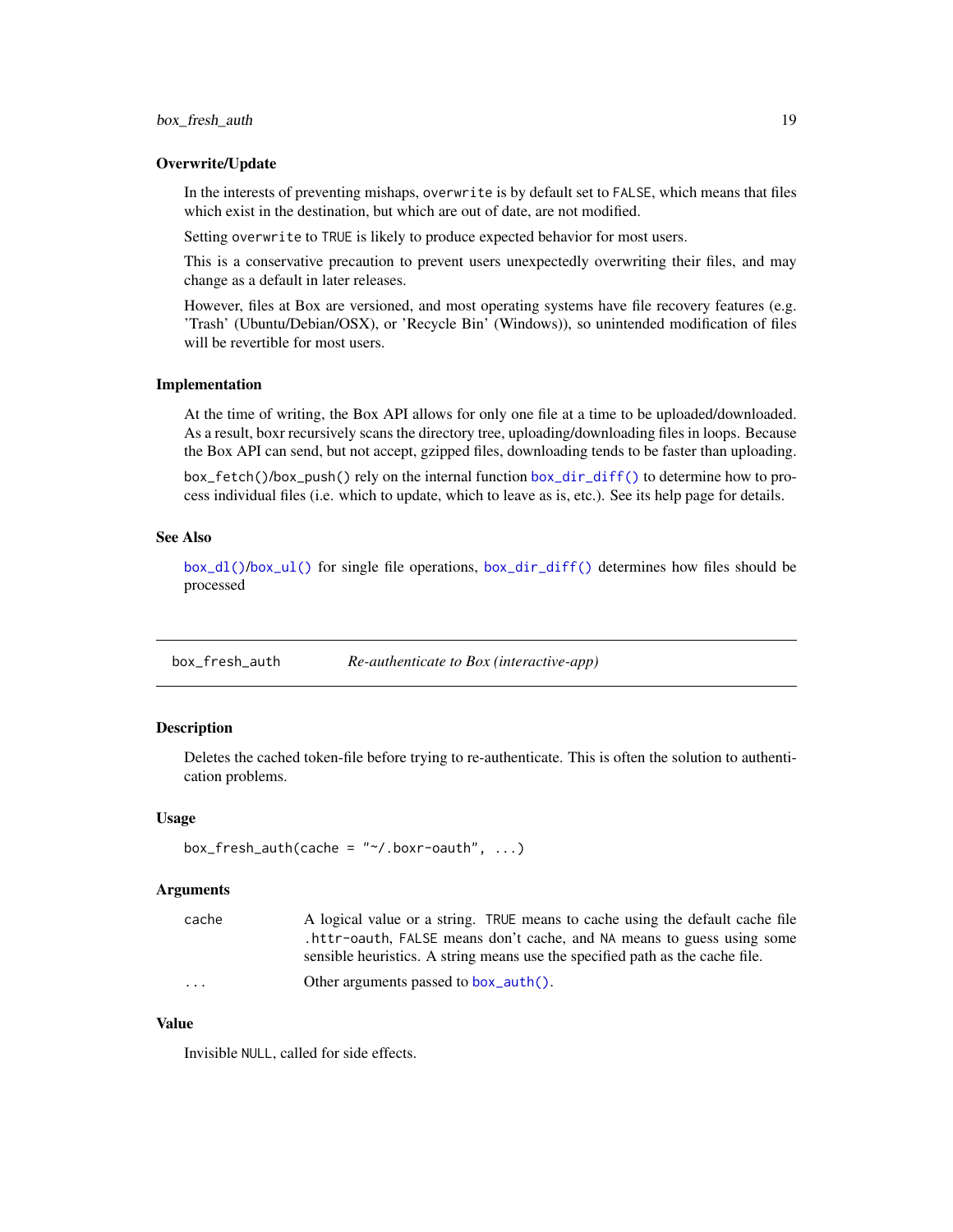### Overwrite/Update

In the interests of preventing mishaps, `overwrite` is by default set to `FALSE`, which means that files which exist in the destination, but which are out of date, are not modified.

Setting `overwrite` to `TRUE` is likely to produce expected behavior for most users.

This is a conservative precaution to prevent users unexpectedly overwriting their files, and may change as a default in later releases.

However, files at Box are versioned, and most operating systems have file recovery features (e.g. 'Trash' (Ubuntu/Debian/OSX), or 'Recycle Bin' (Windows)), so unintended modification of files will be revertible for most users.

### Implementation

At the time of writing, the Box API allows for only one file at a time to be uploaded/downloaded. As a result, boxr recursively scans the directory tree, uploading/downloading files in loops. Because the Box API can send, but not accept, gzipped files, downloading tends to be faster than uploading.

`box_fetch()`/`box_push()` rely on the internal function `box_dir_diff()` to determine how to process individual files (i.e. which to update, which to leave as is, etc.). See its help page for details.

### See Also

`box_dl()`/`box_ul()` for single file operations, `box_dir_diff()` determines how files should be processed

---

## box_fresh_auth — *Re-authenticate to Box (interactive-app)*

### Description

Deletes the cached token-file before trying to re-authenticate. This is often the solution to authentication problems.

### Usage

```
box_fresh_auth(cache = "~/.boxr-oauth", ...)
```

### Arguments

| | |
|---|---|
| `cache` | A logical value or a string. `TRUE` means to cache using the default cache file `.httr-oauth`, `FALSE` means don't cache, and `NA` means to guess using some sensible heuristics. A string means use the specified path as the cache file. |
| `...` | Other arguments passed to `box_auth()`. |

### Value

Invisible `NULL`, called for side effects.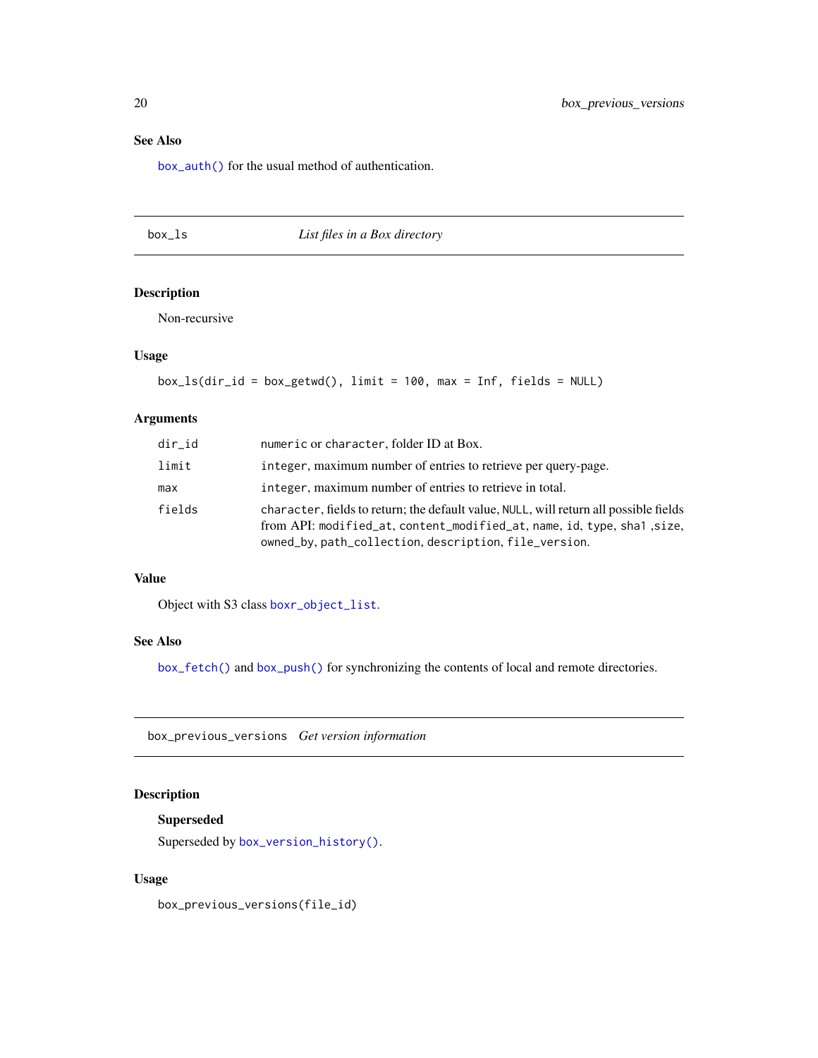## See Also

`box_auth()` for the usual method of authentication.

---

## box_ls — *List files in a Box directory*

### Description

Non-recursive

### Usage

```
box_ls(dir_id = box_getwd(), limit = 100, max = Inf, fields = NULL)
```

### Arguments

| | |
|---|---|
| `dir_id` | `numeric` or `character`, folder ID at Box. |
| `limit` | `integer`, maximum number of entries to retrieve per query-page. |
| `max` | `integer`, maximum number of entries to retrieve in total. |
| `fields` | `character`, fields to return; the default value, `NULL`, will return all possible fields from API: `modified_at`, `content_modified_at`, `name`, `id`, `type`, `sha1` ,`size`, `owned_by`, `path_collection`, `description`, `file_version`. |

### Value

Object with S3 class `boxr_object_list`.

### See Also

`box_fetch()` and `box_push()` for synchronizing the contents of local and remote directories.

---

## box_previous_versions — *Get version information*

### Description

#### Superseded

Superseded by `box_version_history()`.

### Usage

```
box_previous_versions(file_id)
```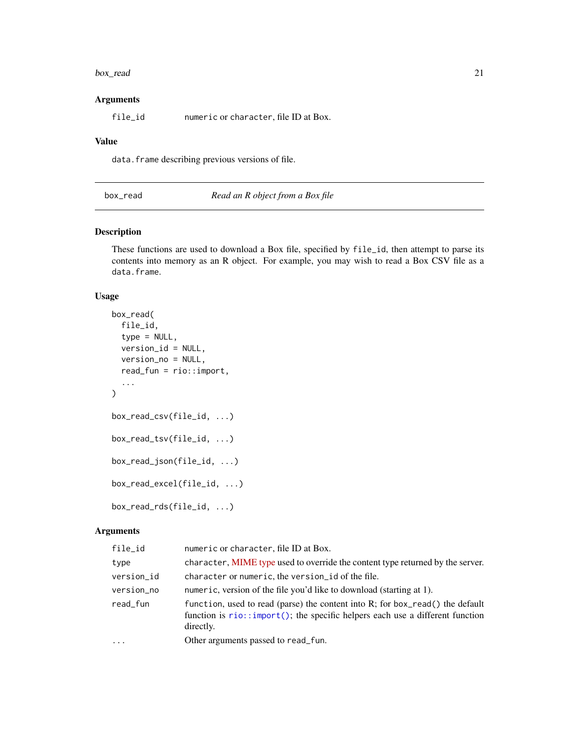### Arguments

| | |
|---|---|
| `file_id` | `numeric` or `character`, file ID at Box. |

### Value

`data.frame` describing previous versions of file.

---

## box_read — *Read an R object from a Box file*

---

### Description

These functions are used to download a Box file, specified by `file_id`, then attempt to parse its contents into memory as an R object. For example, you may wish to read a Box CSV file as a `data.frame`.

### Usage

```
box_read(
  file_id,
  type = NULL,
  version_id = NULL,
  version_no = NULL,
  read_fun = rio::import,
  ...
)

box_read_csv(file_id, ...)

box_read_tsv(file_id, ...)

box_read_json(file_id, ...)

box_read_excel(file_id, ...)

box_read_rds(file_id, ...)
```

### Arguments

| | |
|---|---|
| `file_id` | `numeric` or `character`, file ID at Box. |
| `type` | `character`, MIME type used to override the content type returned by the server. |
| `version_id` | `character` or `numeric`, the `version_id` of the file. |
| `version_no` | `numeric`, version of the file you'd like to download (starting at 1). |
| `read_fun` | `function`, used to read (parse) the content into R; for `box_read()` the default function is `rio::import()`; the specific helpers each use a different function directly. |
| `...` | Other arguments passed to `read_fun`. |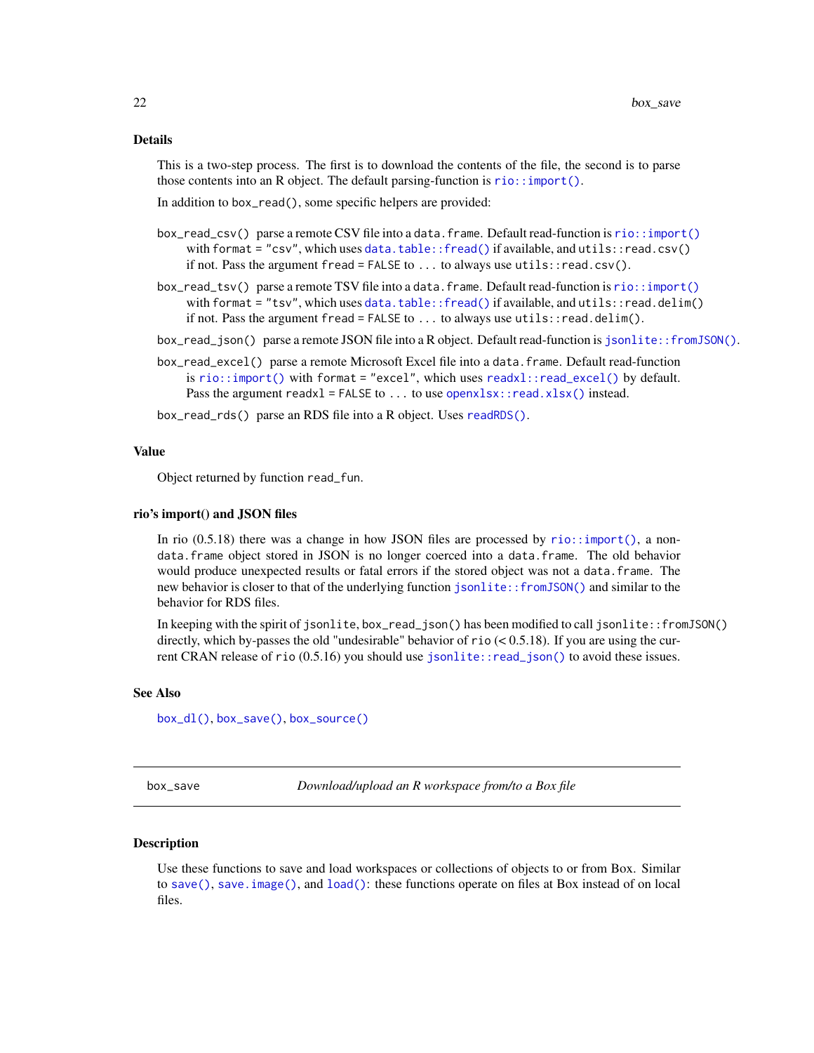### Details

This is a two-step process. The first is to download the contents of the file, the second is to parse those contents into an R object. The default parsing-function is `rio::import()`.

In addition to `box_read()`, some specific helpers are provided:

`box_read_csv()` parse a remote CSV file into a `data.frame`. Default read-function is `rio::import()` with `format = "csv"`, which uses `data.table::fread()` if available, and `utils::read.csv()` if not. Pass the argument `fread = FALSE` to `...` to always use `utils::read.csv()`.

`box_read_tsv()` parse a remote TSV file into a `data.frame`. Default read-function is `rio::import()` with `format = "tsv"`, which uses `data.table::fread()` if available, and `utils::read.delim()` if not. Pass the argument `fread = FALSE` to `...` to always use `utils::read.delim()`.

`box_read_json()` parse a remote JSON file into a R object. Default read-function is `jsonlite::fromJSON()`.

`box_read_excel()` parse a remote Microsoft Excel file into a `data.frame`. Default read-function is `rio::import()` with `format = "excel"`, which uses `readxl::read_excel()` by default. Pass the argument `readxl = FALSE` to `...` to use `openxlsx::read.xlsx()` instead.

`box_read_rds()` parse an RDS file into a R object. Uses `readRDS()`.

### Value

Object returned by function `read_fun`.

### rio's import() and JSON files

In rio (0.5.18) there was a change in how JSON files are processed by `rio::import()`, a non-`data.frame` object stored in JSON is no longer coerced into a `data.frame`. The old behavior would produce unexpected results or fatal errors if the stored object was not a `data.frame`. The new behavior is closer to that of the underlying function `jsonlite::fromJSON()` and similar to the behavior for RDS files.

In keeping with the spirit of `jsonlite`, `box_read_json()` has been modified to call `jsonlite::fromJSON()` directly, which by-passes the old "undesirable" behavior of `rio` (< 0.5.18). If you are using the current CRAN release of `rio` (0.5.16) you should use `jsonlite::read_json()` to avoid these issues.

### See Also

`box_dl()`, `box_save()`, `box_source()`

---

## box_save — *Download/upload an R workspace from/to a Box file*

### Description

Use these functions to save and load workspaces or collections of objects to or from Box. Similar to `save()`, `save.image()`, and `load()`: these functions operate on files at Box instead of on local files.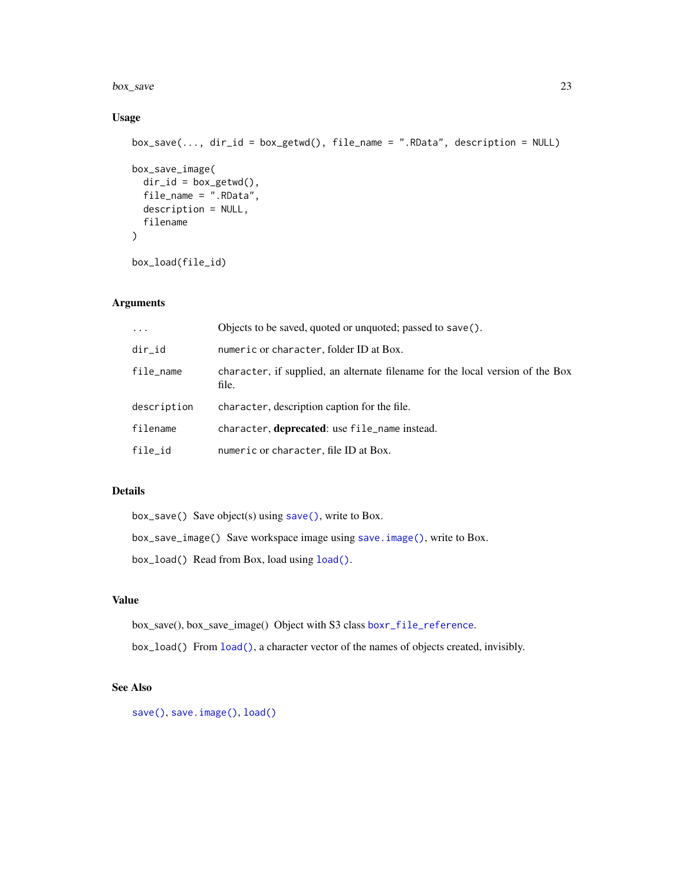## Usage

```
box_save(..., dir_id = box_getwd(), file_name = ".RData", description = NULL)

box_save_image(
  dir_id = box_getwd(),
  file_name = ".RData",
  description = NULL,
  filename
)

box_load(file_id)
```

## Arguments

| | |
|---|---|
| ... | Objects to be saved, quoted or unquoted; passed to save(). |
| dir_id | numeric or character, folder ID at Box. |
| file_name | character, if supplied, an alternate filename for the local version of the Box file. |
| description | character, description caption for the file. |
| filename | character, **deprecated**: use file_name instead. |
| file_id | numeric or character, file ID at Box. |

## Details

box_save() Save object(s) using save(), write to Box.

box_save_image() Save workspace image using save.image(), write to Box.

box_load() Read from Box, load using load().

## Value

box_save(), box_save_image() Object with S3 class boxr_file_reference.

box_load() From load(), a character vector of the names of objects created, invisibly.

## See Also

save(), save.image(), load()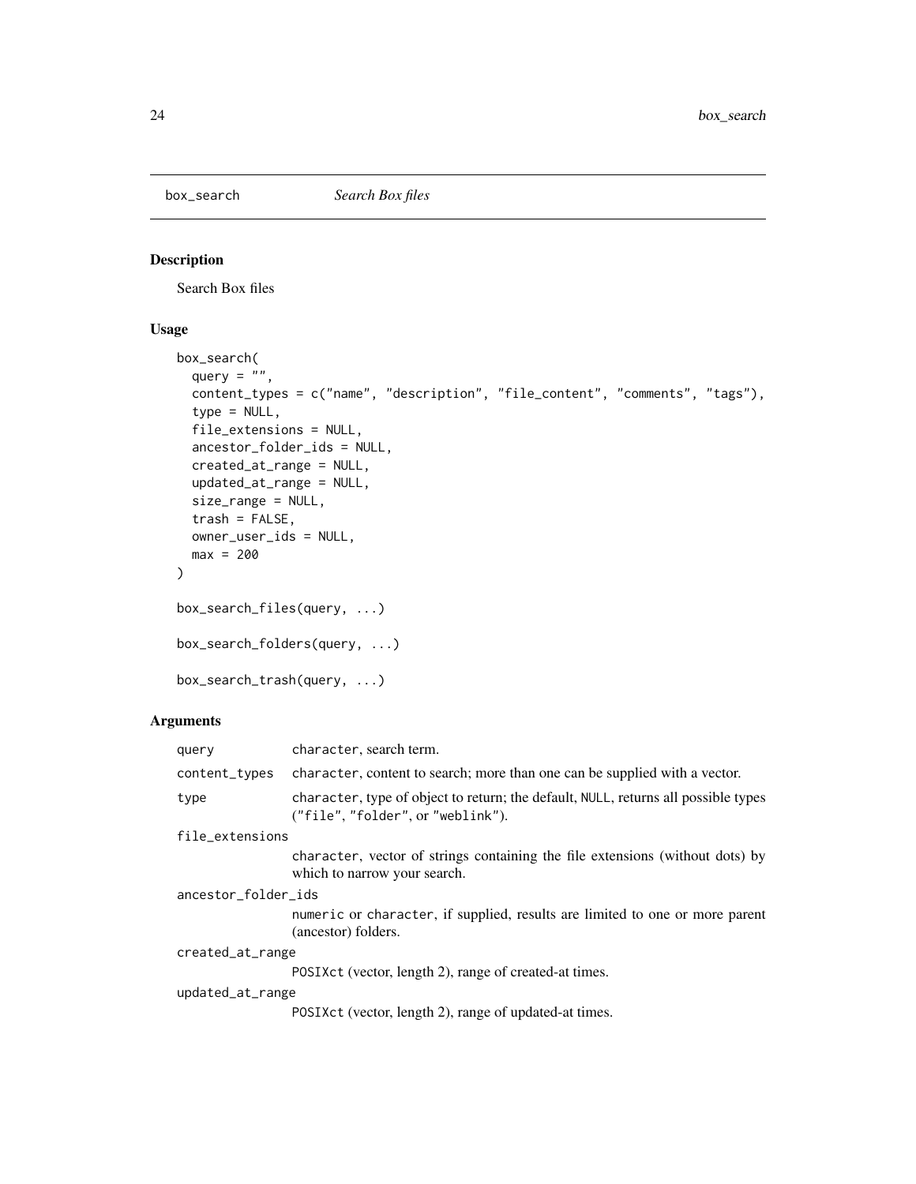## box_search *Search Box files*

### Description

Search Box files

### Usage

```
box_search(
  query = "",
  content_types = c("name", "description", "file_content", "comments", "tags"),
  type = NULL,
  file_extensions = NULL,
  ancestor_folder_ids = NULL,
  created_at_range = NULL,
  updated_at_range = NULL,
  size_range = NULL,
  trash = FALSE,
  owner_user_ids = NULL,
  max = 200
)

box_search_files(query, ...)

box_search_folders(query, ...)

box_search_trash(query, ...)
```

### Arguments

| | |
|---|---|
| query | character, search term. |
| content_types | character, content to search; more than one can be supplied with a vector. |
| type | character, type of object to return; the default, NULL, returns all possible types ("file", "folder", or "weblink"). |
| file_extensions | character, vector of strings containing the file extensions (without dots) by which to narrow your search. |
| ancestor_folder_ids | numeric or character, if supplied, results are limited to one or more parent (ancestor) folders. |
| created_at_range | POSIXct (vector, length 2), range of created-at times. |
| updated_at_range | POSIXct (vector, length 2), range of updated-at times. |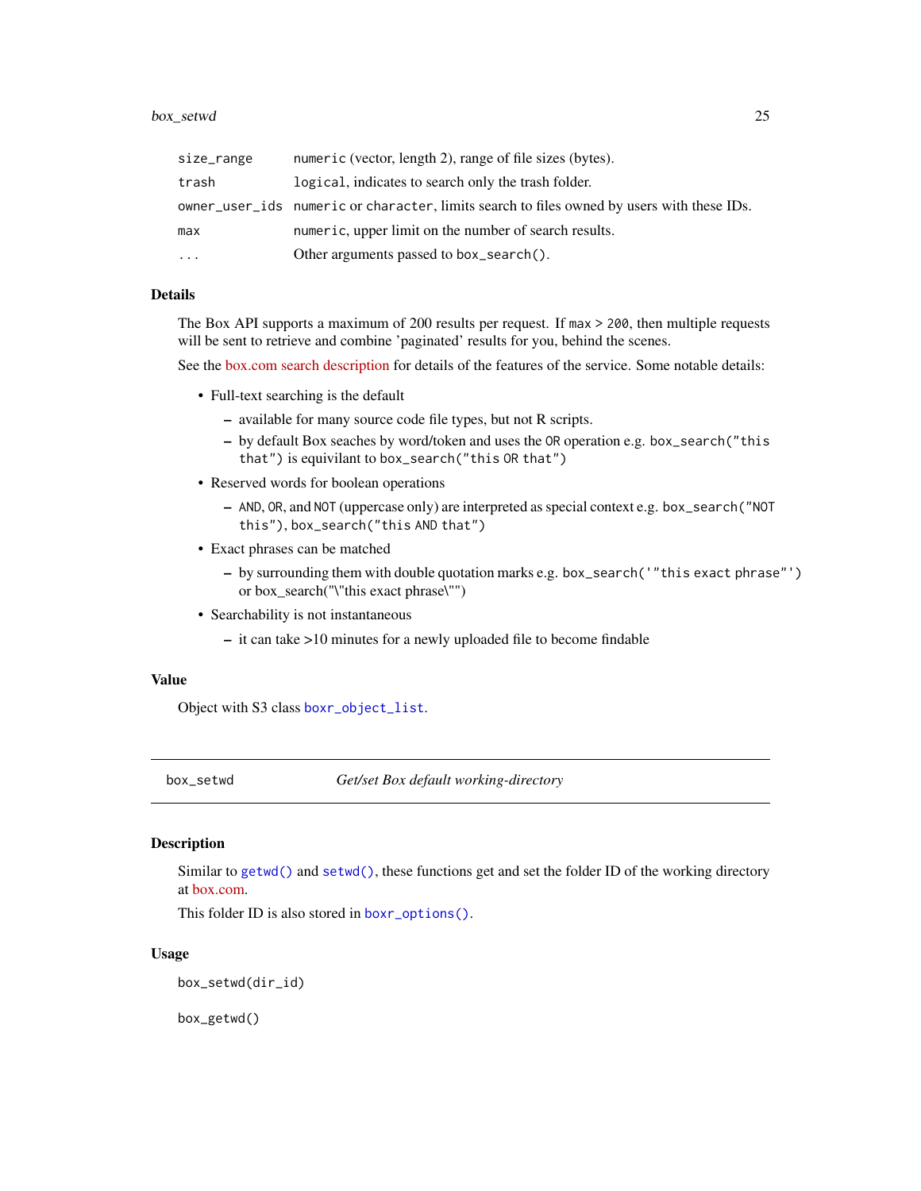| | |
|---|---|
| size_range | numeric (vector, length 2), range of file sizes (bytes). |
| trash | logical, indicates to search only the trash folder. |
| owner_user_ids | numeric or character, limits search to files owned by users with these IDs. |
| max | numeric, upper limit on the number of search results. |
| ... | Other arguments passed to box_search(). |

### Details

The Box API supports a maximum of 200 results per request. If max > 200, then multiple requests will be sent to retrieve and combine 'paginated' results for you, behind the scenes.

See the box.com search description for details of the features of the service. Some notable details:

- Full-text searching is the default
  - available for many source code file types, but not R scripts.
  - by default Box seaches by word/token and uses the OR operation e.g. `box_search("this that")` is equivilant to `box_search("this OR that")`
- Reserved words for boolean operations
  - AND, OR, and NOT (uppercase only) are interpreted as special context e.g. `box_search("NOT this")`, `box_search("this AND that")`
- Exact phrases can be matched
  - by surrounding them with double quotation marks e.g. `box_search('"this exact phrase"')` or box_search("\"this exact phrase\"")
- Searchability is not instantaneous
  - it can take >10 minutes for a newly uploaded file to become findable

### Value

Object with S3 class boxr_object_list.

---

## box_setwd *Get/set Box default working-directory*

### Description

Similar to getwd() and setwd(), these functions get and set the folder ID of the working directory at box.com.

This folder ID is also stored in boxr_options().

### Usage

```
box_setwd(dir_id)

box_getwd()
```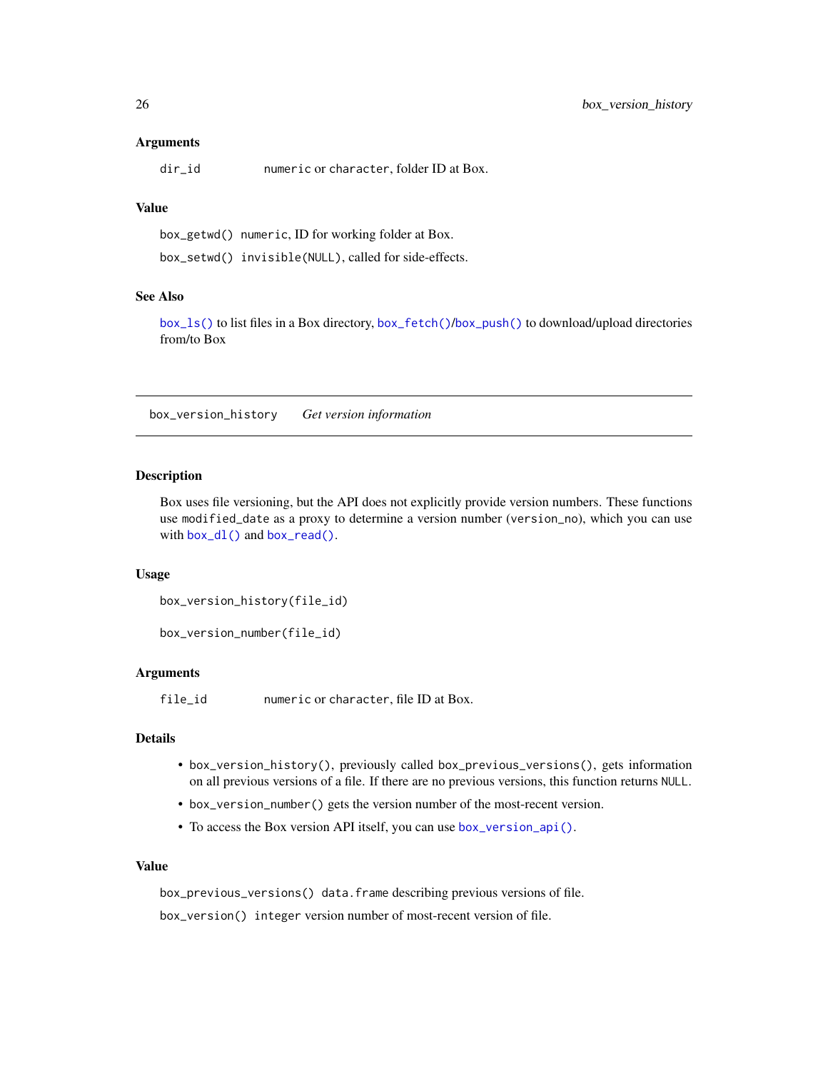### Arguments

`dir_id` numeric or character, folder ID at Box.

### Value

`box_getwd()` numeric, ID for working folder at Box.

`box_setwd()` invisible(NULL), called for side-effects.

### See Also

`box_ls()` to list files in a Box directory, `box_fetch()`/`box_push()` to download/upload directories from/to Box

---

## box_version_history *Get version information*

---

### Description

Box uses file versioning, but the API does not explicitly provide version numbers. These functions use `modified_date` as a proxy to determine a version number (`version_no`), which you can use with `box_dl()` and `box_read()`.

### Usage

```
box_version_history(file_id)

box_version_number(file_id)
```

### Arguments

`file_id` numeric or character, file ID at Box.

### Details

- `box_version_history()`, previously called `box_previous_versions()`, gets information on all previous versions of a file. If there are no previous versions, this function returns `NULL`.
- `box_version_number()` gets the version number of the most-recent version.
- To access the Box version API itself, you can use `box_version_api()`.

### Value

`box_previous_versions()` data.frame describing previous versions of file.

`box_version()` integer version number of most-recent version of file.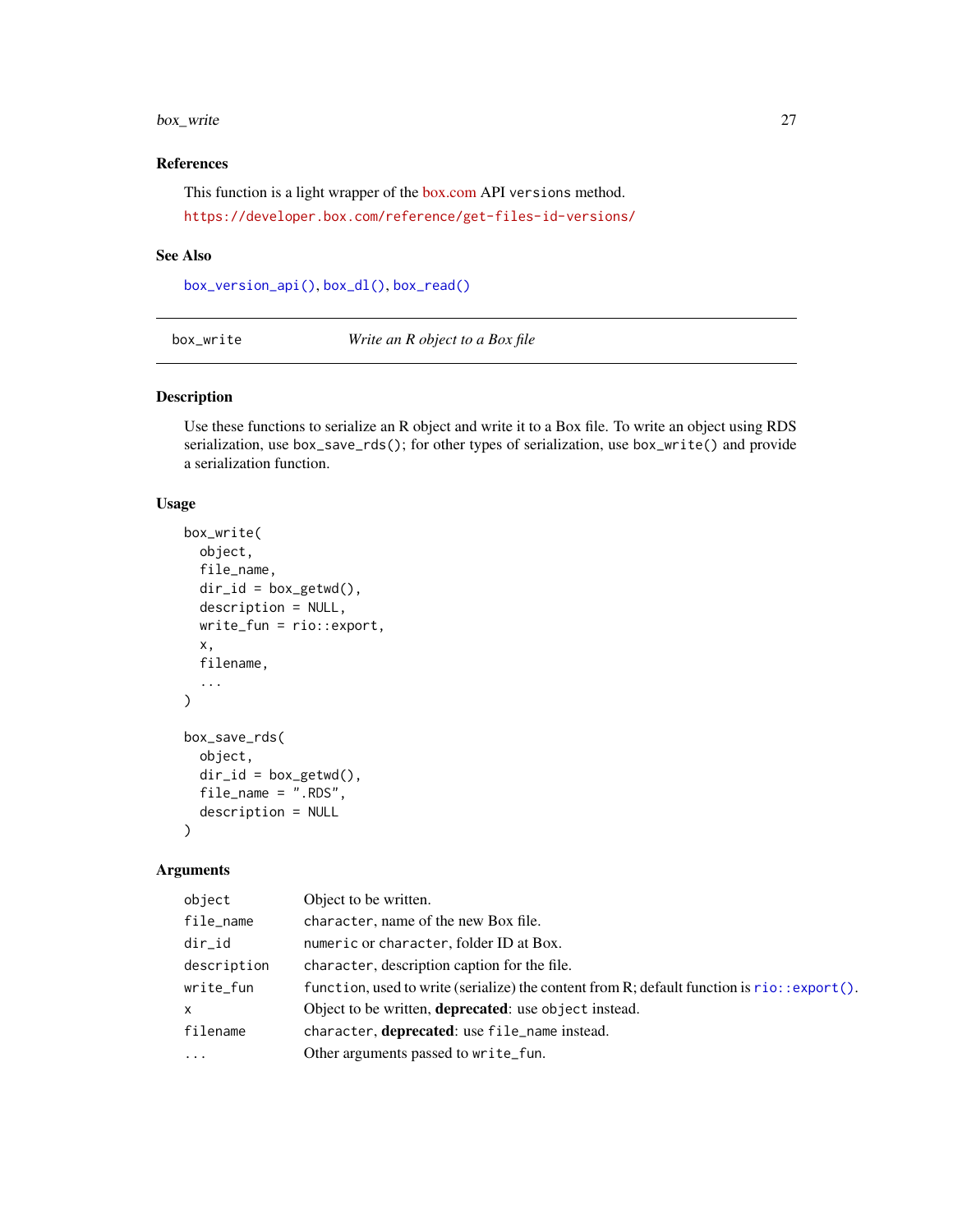## References

This function is a light wrapper of the box.com API `versions` method.

https://developer.box.com/reference/get-files-id-versions/

## See Also

`box_version_api()`, `box_dl()`, `box_read()`

---

`box_write` *Write an R object to a Box file*

---

## Description

Use these functions to serialize an R object and write it to a Box file. To write an object using RDS serialization, use `box_save_rds()`; for other types of serialization, use `box_write()` and provide a serialization function.

## Usage

```
box_write(
  object,
  file_name,
  dir_id = box_getwd(),
  description = NULL,
  write_fun = rio::export,
  x,
  filename,
  ...
)

box_save_rds(
  object,
  dir_id = box_getwd(),
  file_name = ".RDS",
  description = NULL
)
```

## Arguments

| | |
|---|---|
| `object` | Object to be written. |
| `file_name` | `character`, name of the new Box file. |
| `dir_id` | `numeric` or `character`, folder ID at Box. |
| `description` | `character`, description caption for the file. |
| `write_fun` | `function`, used to write (serialize) the content from R; default function is `rio::export()`. |
| `x` | Object to be written, **deprecated**: use `object` instead. |
| `filename` | `character`, **deprecated**: use `file_name` instead. |
| `...` | Other arguments passed to `write_fun`. |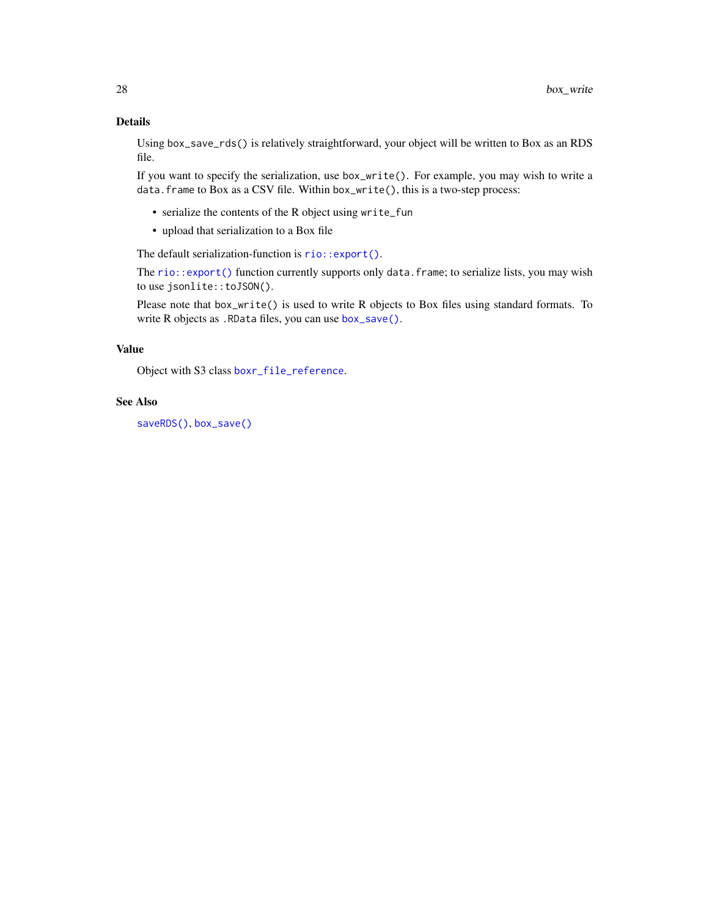## Details

Using `box_save_rds()` is relatively straightforward, your object will be written to Box as an RDS file.

If you want to specify the serialization, use `box_write()`. For example, you may wish to write a `data.frame` to Box as a CSV file. Within `box_write()`, this is a two-step process:

- serialize the contents of the R object using `write_fun`
- upload that serialization to a Box file

The default serialization-function is `rio::export()`.

The `rio::export()` function currently supports only `data.frame`; to serialize lists, you may wish to use `jsonlite::toJSON()`.

Please note that `box_write()` is used to write R objects to Box files using standard formats. To write R objects as `.RData` files, you can use `box_save()`.

## Value

Object with S3 class `boxr_file_reference`.

## See Also

`saveRDS()`, `box_save()`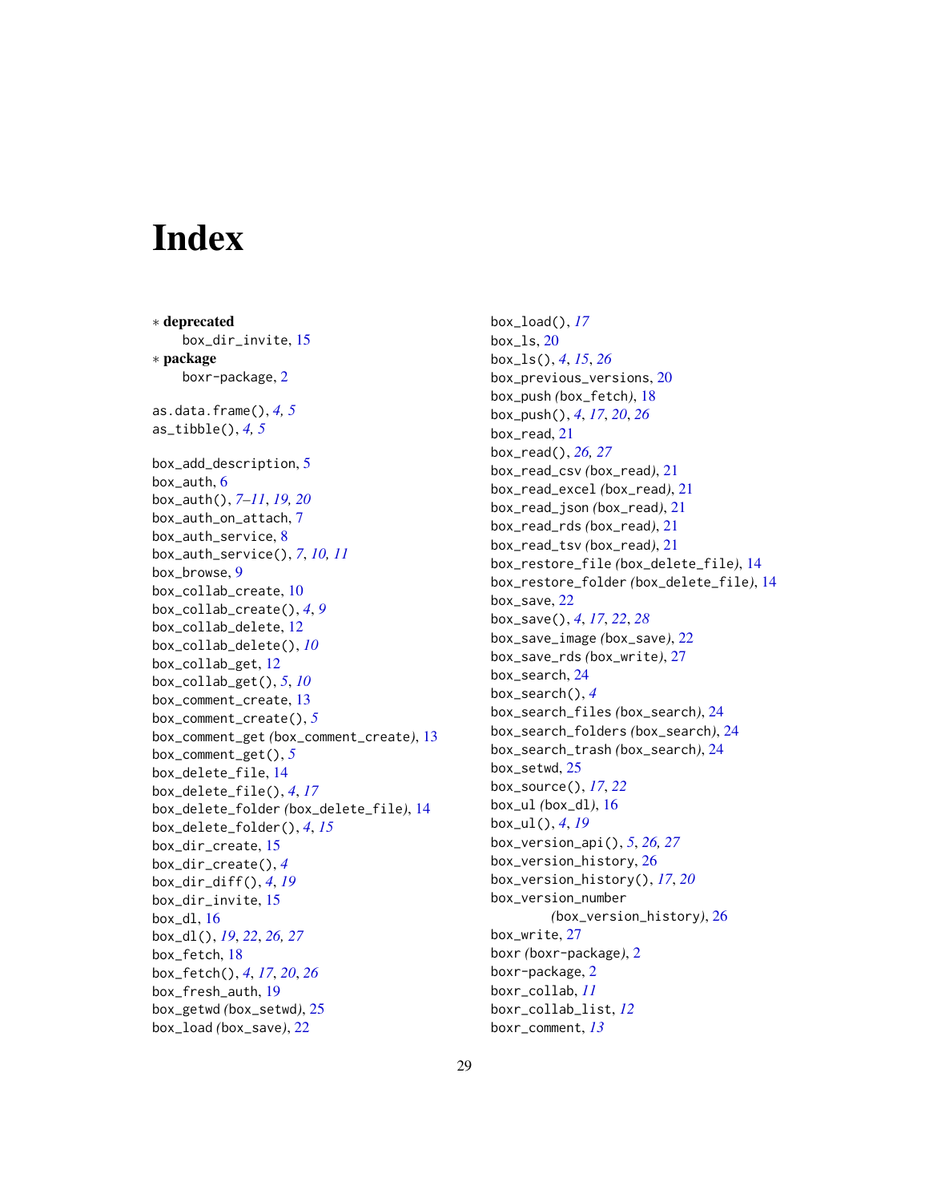# Index

∗ **deprecated**
  box_dir_invite, 15

∗ **package**
  boxr-package, 2

as.data.frame(), *4, 5*
as_tibble(), *4, 5*

box_add_description, 5
box_auth, 6
box_auth(), *7–11*, *19*, *20*
box_auth_on_attach, 7
box_auth_service, 8
box_auth_service(), *7*, *10, 11*
box_browse, 9
box_collab_create, 10
box_collab_create(), *4*, *9*
box_collab_delete, 12
box_collab_delete(), *10*
box_collab_get, 12
box_collab_get(), *5*, *10*
box_comment_create, 13
box_comment_create(), *5*
box_comment_get (box_comment_create), 13
box_comment_get(), *5*
box_delete_file, 14
box_delete_file(), *4*, *17*
box_delete_folder (box_delete_file), 14
box_delete_folder(), *4*, *15*
box_dir_create, 15
box_dir_create(), *4*
box_dir_diff(), *4*, *19*
box_dir_invite, 15
box_dl, 16
box_dl(), *19*, *22*, *26, 27*
box_fetch, 18
box_fetch(), *4*, *17*, *20*, *26*
box_fresh_auth, 19
box_getwd (box_setwd), 25
box_load (box_save), 22
box_load(), *17*
box_ls, 20
box_ls(), *4*, *15*, *26*
box_previous_versions, 20
box_push (box_fetch), 18
box_push(), *4*, *17*, *20*, *26*
box_read, 21
box_read(), *26, 27*
box_read_csv (box_read), 21
box_read_excel (box_read), 21
box_read_json (box_read), 21
box_read_rds (box_read), 21
box_read_tsv (box_read), 21
box_restore_file (box_delete_file), 14
box_restore_folder (box_delete_file), 14
box_save, 22
box_save(), *4*, *17*, *22*, *28*
box_save_image (box_save), 22
box_save_rds (box_write), 27
box_search, 24
box_search(), *4*
box_search_files (box_search), 24
box_search_folders (box_search), 24
box_search_trash (box_search), 24
box_setwd, 25
box_source(), *17*, *22*
box_ul (box_dl), 16
box_ul(), *4*, *19*
box_version_api(), *5*, *26, 27*
box_version_history, 26
box_version_history(), *17*, *20*
box_version_number
  (box_version_history), 26
box_write, 27
boxr (boxr-package), 2
boxr-package, 2
boxr_collab, *11*
boxr_collab_list, *12*
boxr_comment, *13*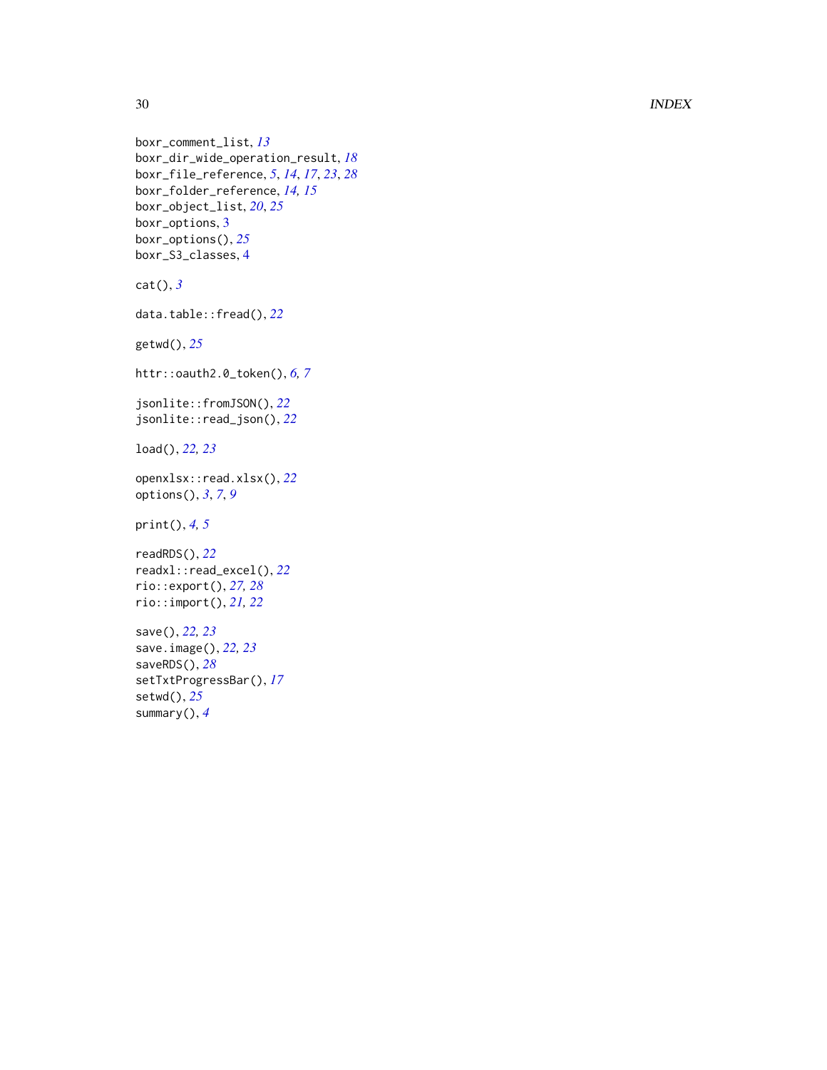boxr_comment_list, *13*
boxr_dir_wide_operation_result, *18*
boxr_file_reference, *5*, *14*, *17*, *23*, *28*
boxr_folder_reference, *14, 15*
boxr_object_list, *20*, *25*
boxr_options, 3
boxr_options(), *25*
boxr_S3_classes, 4

cat(), *3*

data.table::fread(), *22*

getwd(), *25*

httr::oauth2.0_token(), *6, 7*

jsonlite::fromJSON(), *22*
jsonlite::read_json(), *22*

load(), *22, 23*

openxlsx::read.xlsx(), *22*
options(), *3*, *7*, *9*

print(), *4, 5*

readRDS(), *22*
readxl::read_excel(), *22*
rio::export(), *27, 28*
rio::import(), *21, 22*

save(), *22, 23*
save.image(), *22, 23*
saveRDS(), *28*
setTxtProgressBar(), *17*
setwd(), *25*
summary(), *4*